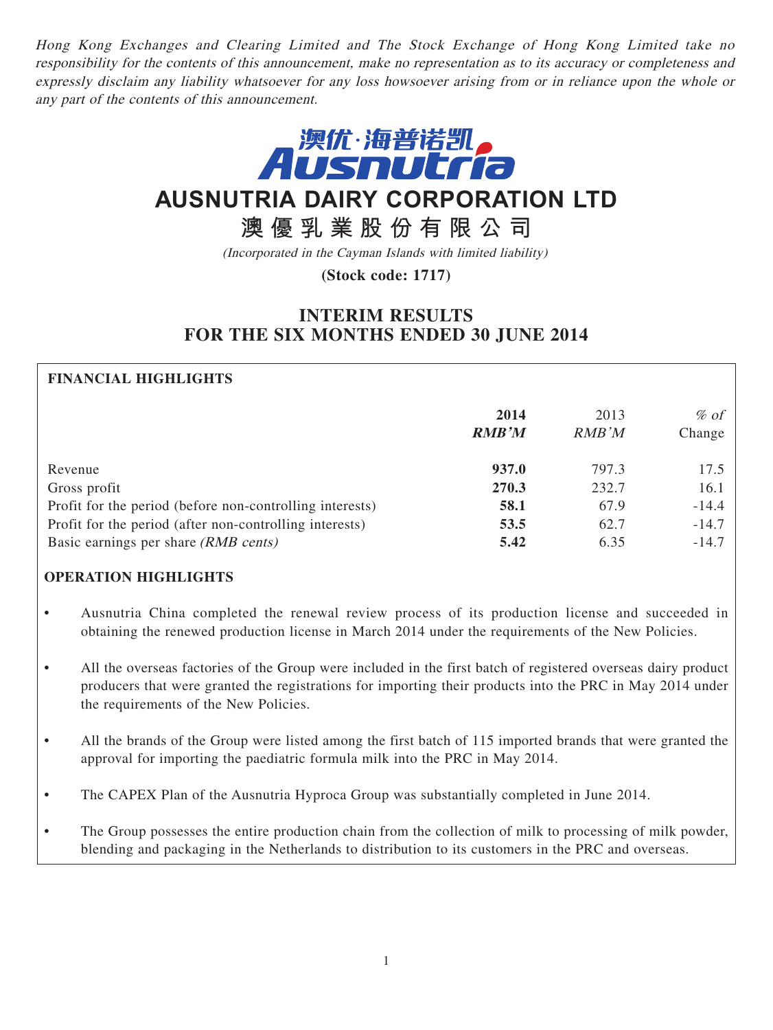*Hong Kong Exchanges and Clearing Limited and The Stock Exchange of Hong Kong Limited take no responsibility for the contents of this announcement, make no representation as to its accuracy or completeness and expressly disclaim any liability whatsoever for any loss howsoever arising from or in reliance upon the whole or any part of the contents of this announcement.*

澳优·海普诺凯
Ausnutria

# AUSNUTRIA DAIRY CORPORATION LTD

# 澳優乳業股份有限公司

*(Incorporated in the Cayman Islands with limited liability)*

**(Stock code: 1717)**

## INTERIM RESULTS FOR THE SIX MONTHS ENDED 30 JUNE 2014

### FINANCIAL HIGHLIGHTS

| | **2014** *RMB'M* | 2013 *RMB'M* | *% of* Change |
|---|---|---|---|
| Revenue | **937.0** | 797.3 | 17.5 |
| Gross profit | **270.3** | 232.7 | 16.1 |
| Profit for the period (before non-controlling interests) | **58.1** | 67.9 | -14.4 |
| Profit for the period (after non-controlling interests) | **53.5** | 62.7 | -14.7 |
| Basic earnings per share *(RMB cents)* | **5.42** | 6.35 | -14.7 |

### OPERATION HIGHLIGHTS

- Ausnutria China completed the renewal review process of its production license and succeeded in obtaining the renewed production license in March 2014 under the requirements of the New Policies.
- All the overseas factories of the Group were included in the first batch of registered overseas dairy product producers that were granted the registrations for importing their products into the PRC in May 2014 under the requirements of the New Policies.
- All the brands of the Group were listed among the first batch of 115 imported brands that were granted the approval for importing the paediatric formula milk into the PRC in May 2014.
- The CAPEX Plan of the Ausnutria Hyproca Group was substantially completed in June 2014.
- The Group possesses the entire production chain from the collection of milk to processing of milk powder, blending and packaging in the Netherlands to distribution to its customers in the PRC and overseas.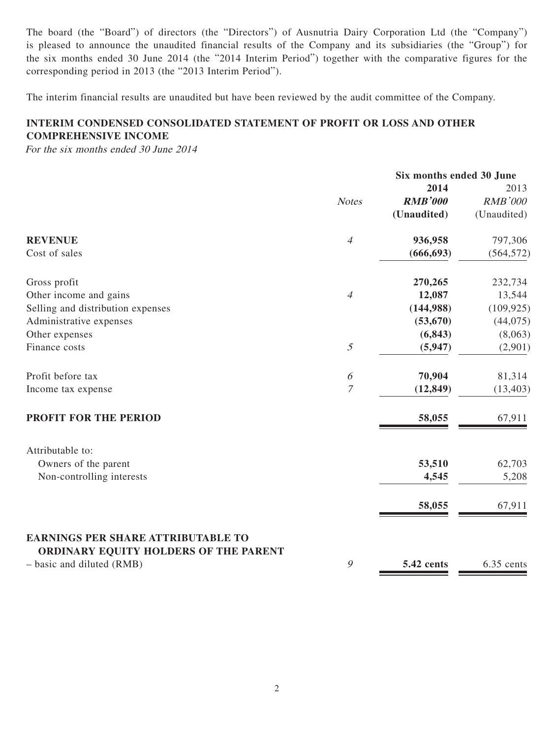The board (the "Board") of directors (the "Directors") of Ausnutria Dairy Corporation Ltd (the "Company") is pleased to announce the unaudited financial results of the Company and its subsidiaries (the "Group") for the six months ended 30 June 2014 (the "2014 Interim Period") together with the comparative figures for the corresponding period in 2013 (the "2013 Interim Period").

The interim financial results are unaudited but have been reviewed by the audit committee of the Company.

## INTERIM CONDENSED CONSOLIDATED STATEMENT OF PROFIT OR LOSS AND OTHER COMPREHENSIVE INCOME

*For the six months ended 30 June 2014*

| | | Six months ended 30 June | |
|---|---|---|---|
| | | **2014** | 2013 |
| | *Notes* | ***RMB'000*** | *RMB'000* |
| | | **(Unaudited)** | (Unaudited) |
| **REVENUE** | *4* | **936,958** | 797,306 |
| Cost of sales | | **(666,693)** | (564,572) |
| Gross profit | | **270,265** | 232,734 |
| Other income and gains | *4* | **12,087** | 13,544 |
| Selling and distribution expenses | | **(144,988)** | (109,925) |
| Administrative expenses | | **(53,670)** | (44,075) |
| Other expenses | | **(6,843)** | (8,063) |
| Finance costs | *5* | **(5,947)** | (2,901) |
| Profit before tax | *6* | **70,904** | 81,314 |
| Income tax expense | *7* | **(12,849)** | (13,403) |
| **PROFIT FOR THE PERIOD** | | **58,055** | 67,911 |
| Attributable to: | | | |
| Owners of the parent | | **53,510** | 62,703 |
| Non-controlling interests | | **4,545** | 5,208 |
| | | **58,055** | 67,911 |
| **EARNINGS PER SHARE ATTRIBUTABLE TO ORDINARY EQUITY HOLDERS OF THE PARENT** | | | |
| – basic and diluted (RMB) | *9* | **5.42 cents** | 6.35 cents |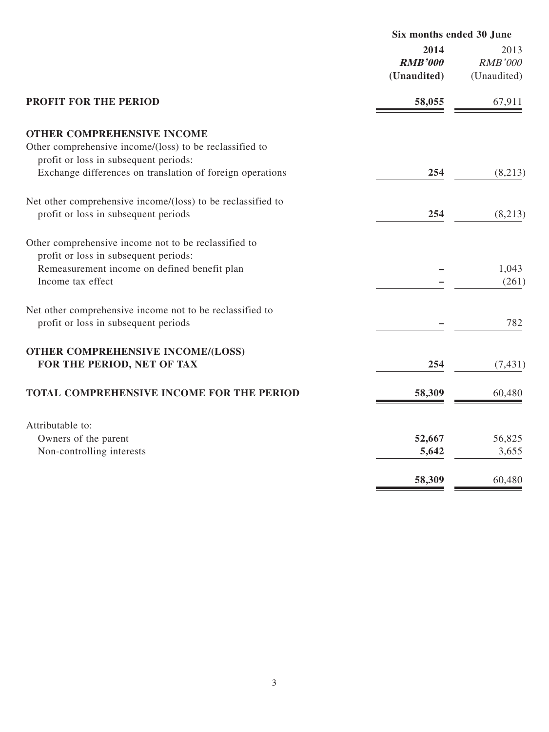| | Six months ended 30 June | |
|---|---|---|
| | **2014** | 2013 |
| | ***RMB'000*** | *RMB'000* |
| | **(Unaudited)** | (Unaudited) |
| **PROFIT FOR THE PERIOD** | **58,055** | 67,911 |
| **OTHER COMPREHENSIVE INCOME** | | |
| Other comprehensive income/(loss) to be reclassified to profit or loss in subsequent periods: | | |
| Exchange differences on translation of foreign operations | **254** | (8,213) |
| Net other comprehensive income/(loss) to be reclassified to profit or loss in subsequent periods | **254** | (8,213) |
| Other comprehensive income not to be reclassified to profit or loss in subsequent periods: | | |
| Remeasurement income on defined benefit plan | **–** | 1,043 |
| Income tax effect | **–** | (261) |
| Net other comprehensive income not to be reclassified to profit or loss in subsequent periods | **–** | 782 |
| **OTHER COMPREHENSIVE INCOME/(LOSS) FOR THE PERIOD, NET OF TAX** | **254** | (7,431) |
| **TOTAL COMPREHENSIVE INCOME FOR THE PERIOD** | **58,309** | 60,480 |
| Attributable to: | | |
| Owners of the parent | **52,667** | 56,825 |
| Non-controlling interests | **5,642** | 3,655 |
| | **58,309** | 60,480 |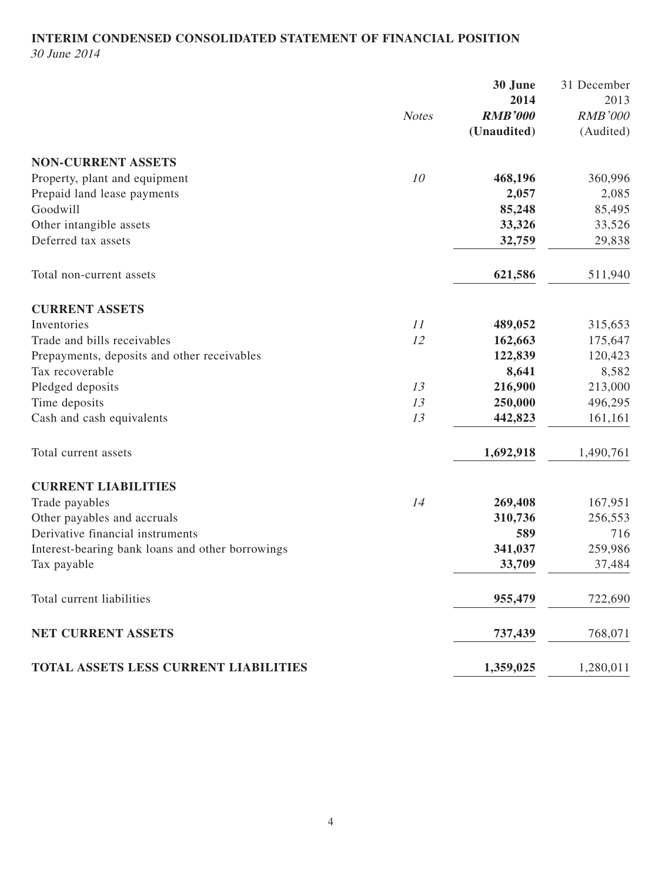# INTERIM CONDENSED CONSOLIDATED STATEMENT OF FINANCIAL POSITION

*30 June 2014*

| | *Notes* | **30 June 2014** ***RMB'000*** **(Unaudited)** | 31 December 2013 *RMB'000* (Audited) |
|---|---|---|---|
| **NON-CURRENT ASSETS** | | | |
| Property, plant and equipment | *10* | **468,196** | 360,996 |
| Prepaid land lease payments | | **2,057** | 2,085 |
| Goodwill | | **85,248** | 85,495 |
| Other intangible assets | | **33,326** | 33,526 |
| Deferred tax assets | | **32,759** | 29,838 |
| Total non-current assets | | **621,586** | 511,940 |
| **CURRENT ASSETS** | | | |
| Inventories | *11* | **489,052** | 315,653 |
| Trade and bills receivables | *12* | **162,663** | 175,647 |
| Prepayments, deposits and other receivables | | **122,839** | 120,423 |
| Tax recoverable | | **8,641** | 8,582 |
| Pledged deposits | *13* | **216,900** | 213,000 |
| Time deposits | *13* | **250,000** | 496,295 |
| Cash and cash equivalents | *13* | **442,823** | 161,161 |
| Total current assets | | **1,692,918** | 1,490,761 |
| **CURRENT LIABILITIES** | | | |
| Trade payables | *14* | **269,408** | 167,951 |
| Other payables and accruals | | **310,736** | 256,553 |
| Derivative financial instruments | | **589** | 716 |
| Interest-bearing bank loans and other borrowings | | **341,037** | 259,986 |
| Tax payable | | **33,709** | 37,484 |
| Total current liabilities | | **955,479** | 722,690 |
| **NET CURRENT ASSETS** | | **737,439** | 768,071 |
| **TOTAL ASSETS LESS CURRENT LIABILITIES** | | **1,359,025** | 1,280,011 |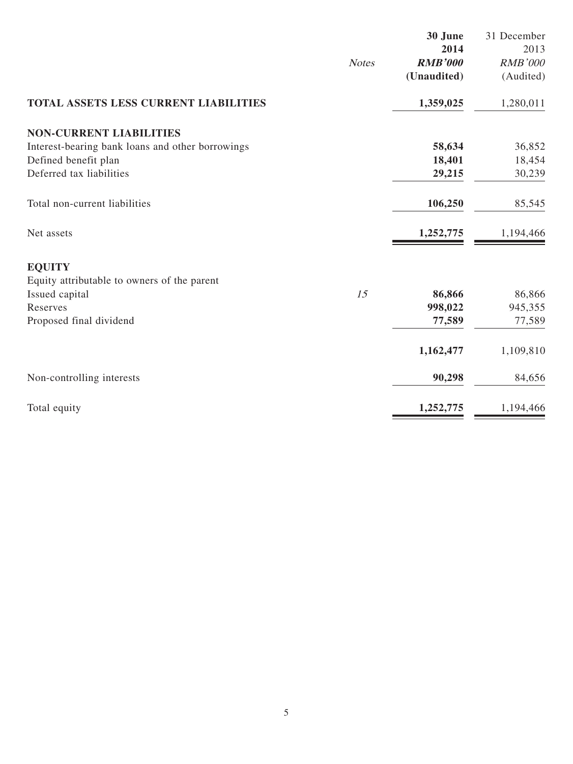| | Notes | 30 June 2014 RMB'000 (Unaudited) | 31 December 2013 RMB'000 (Audited) |
|---|---|---|---|
| **TOTAL ASSETS LESS CURRENT LIABILITIES** | | **1,359,025** | 1,280,011 |
| **NON-CURRENT LIABILITIES** | | | |
| Interest-bearing bank loans and other borrowings | | **58,634** | 36,852 |
| Defined benefit plan | | **18,401** | 18,454 |
| Deferred tax liabilities | | **29,215** | 30,239 |
| Total non-current liabilities | | **106,250** | 85,545 |
| Net assets | | **1,252,775** | 1,194,466 |
| **EQUITY** | | | |
| Equity attributable to owners of the parent | | | |
| Issued capital | *15* | **86,866** | 86,866 |
| Reserves | | **998,022** | 945,355 |
| Proposed final dividend | | **77,589** | 77,589 |
| | | **1,162,477** | 1,109,810 |
| Non-controlling interests | | **90,298** | 84,656 |
| Total equity | | **1,252,775** | 1,194,466 |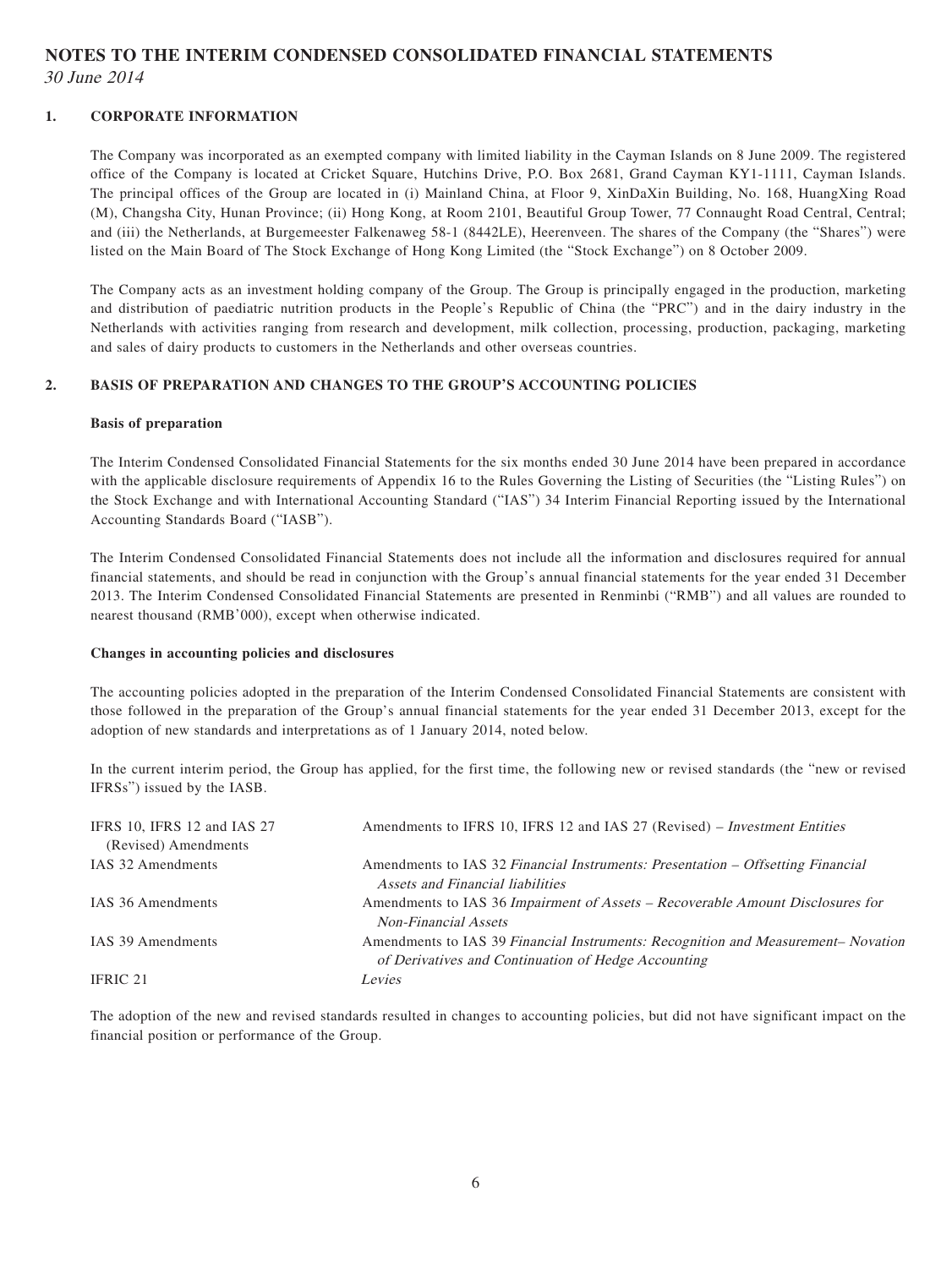# NOTES TO THE INTERIM CONDENSED CONSOLIDATED FINANCIAL STATEMENTS

*30 June 2014*

## 1. CORPORATE INFORMATION

The Company was incorporated as an exempted company with limited liability in the Cayman Islands on 8 June 2009. The registered office of the Company is located at Cricket Square, Hutchins Drive, P.O. Box 2681, Grand Cayman KY1-1111, Cayman Islands. The principal offices of the Group are located in (i) Mainland China, at Floor 9, XinDaXin Building, No. 168, HuangXing Road (M), Changsha City, Hunan Province; (ii) Hong Kong, at Room 2101, Beautiful Group Tower, 77 Connaught Road Central, Central; and (iii) the Netherlands, at Burgemeester Falkenaweg 58-1 (8442LE), Heerenveen. The shares of the Company (the "Shares") were listed on the Main Board of The Stock Exchange of Hong Kong Limited (the "Stock Exchange") on 8 October 2009.

The Company acts as an investment holding company of the Group. The Group is principally engaged in the production, marketing and distribution of paediatric nutrition products in the People's Republic of China (the "PRC") and in the dairy industry in the Netherlands with activities ranging from research and development, milk collection, processing, production, packaging, marketing and sales of dairy products to customers in the Netherlands and other overseas countries.

## 2. BASIS OF PREPARATION AND CHANGES TO THE GROUP'S ACCOUNTING POLICIES

### Basis of preparation

The Interim Condensed Consolidated Financial Statements for the six months ended 30 June 2014 have been prepared in accordance with the applicable disclosure requirements of Appendix 16 to the Rules Governing the Listing of Securities (the "Listing Rules") on the Stock Exchange and with International Accounting Standard ("IAS") 34 Interim Financial Reporting issued by the International Accounting Standards Board ("IASB").

The Interim Condensed Consolidated Financial Statements does not include all the information and disclosures required for annual financial statements, and should be read in conjunction with the Group's annual financial statements for the year ended 31 December 2013. The Interim Condensed Consolidated Financial Statements are presented in Renminbi ("RMB") and all values are rounded to nearest thousand (RMB'000), except when otherwise indicated.

### Changes in accounting policies and disclosures

The accounting policies adopted in the preparation of the Interim Condensed Consolidated Financial Statements are consistent with those followed in the preparation of the Group's annual financial statements for the year ended 31 December 2013, except for the adoption of new standards and interpretations as of 1 January 2014, noted below.

In the current interim period, the Group has applied, for the first time, the following new or revised standards (the "new or revised IFRSs") issued by the IASB.

| | |
|---|---|
| IFRS 10, IFRS 12 and IAS 27 (Revised) Amendments | Amendments to IFRS 10, IFRS 12 and IAS 27 (Revised) – *Investment Entities* |
| IAS 32 Amendments | Amendments to IAS 32 *Financial Instruments: Presentation – Offsetting Financial Assets and Financial liabilities* |
| IAS 36 Amendments | Amendments to IAS 36 *Impairment of Assets – Recoverable Amount Disclosures for Non-Financial Assets* |
| IAS 39 Amendments | Amendments to IAS 39 *Financial Instruments: Recognition and Measurement– Novation of Derivatives and Continuation of Hedge Accounting* |
| IFRIC 21 | *Levies* |

The adoption of the new and revised standards resulted in changes to accounting policies, but did not have significant impact on the financial position or performance of the Group.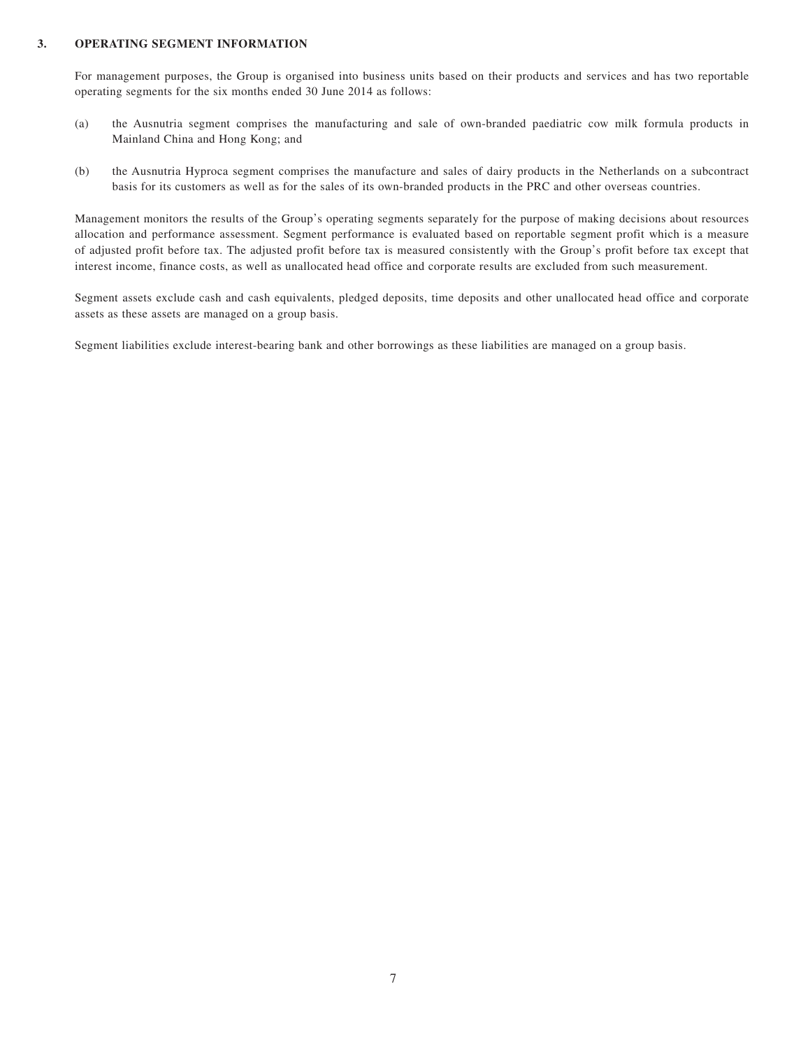## 3. OPERATING SEGMENT INFORMATION

For management purposes, the Group is organised into business units based on their products and services and has two reportable operating segments for the six months ended 30 June 2014 as follows:

(a) the Ausnutria segment comprises the manufacturing and sale of own-branded paediatric cow milk formula products in Mainland China and Hong Kong; and

(b) the Ausnutria Hyproca segment comprises the manufacture and sales of dairy products in the Netherlands on a subcontract basis for its customers as well as for the sales of its own-branded products in the PRC and other overseas countries.

Management monitors the results of the Group's operating segments separately for the purpose of making decisions about resources allocation and performance assessment. Segment performance is evaluated based on reportable segment profit which is a measure of adjusted profit before tax. The adjusted profit before tax is measured consistently with the Group's profit before tax except that interest income, finance costs, as well as unallocated head office and corporate results are excluded from such measurement.

Segment assets exclude cash and cash equivalents, pledged deposits, time deposits and other unallocated head office and corporate assets as these assets are managed on a group basis.

Segment liabilities exclude interest-bearing bank and other borrowings as these liabilities are managed on a group basis.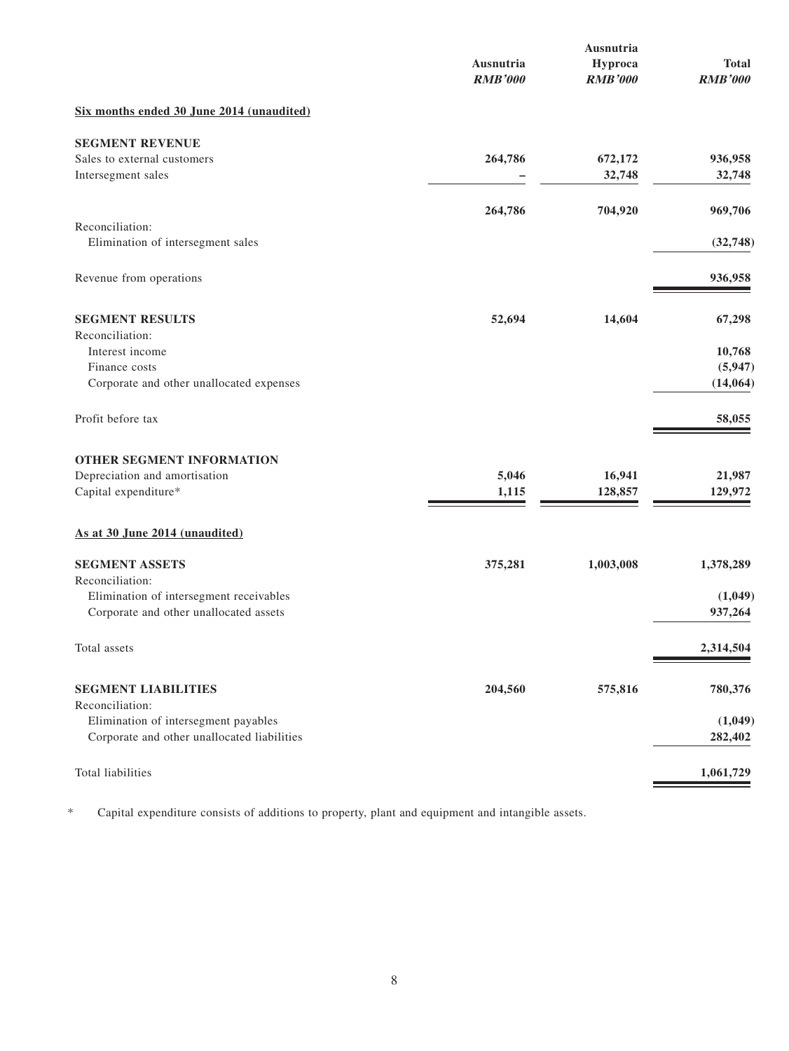| | Ausnutria *RMB'000* | Ausnutria Hyproca *RMB'000* | Total *RMB'000* |
|---|---|---|---|
| **Six months ended 30 June 2014 (unaudited)** | | | |
| **SEGMENT REVENUE** | | | |
| Sales to external customers | 264,786 | 672,172 | 936,958 |
| Intersegment sales | – | 32,748 | 32,748 |
| | 264,786 | 704,920 | 969,706 |
| Reconciliation: | | | |
| Elimination of intersegment sales | | | (32,748) |
| Revenue from operations | | | 936,958 |
| **SEGMENT RESULTS** | 52,694 | 14,604 | 67,298 |
| Reconciliation: | | | |
| Interest income | | | 10,768 |
| Finance costs | | | (5,947) |
| Corporate and other unallocated expenses | | | (14,064) |
| Profit before tax | | | 58,055 |
| **OTHER SEGMENT INFORMATION** | | | |
| Depreciation and amortisation | 5,046 | 16,941 | 21,987 |
| Capital expenditure* | 1,115 | 128,857 | 129,972 |
| **As at 30 June 2014 (unaudited)** | | | |
| **SEGMENT ASSETS** | 375,281 | 1,003,008 | 1,378,289 |
| Reconciliation: | | | |
| Elimination of intersegment receivables | | | (1,049) |
| Corporate and other unallocated assets | | | 937,264 |
| Total assets | | | 2,314,504 |
| **SEGMENT LIABILITIES** | 204,560 | 575,816 | 780,376 |
| Reconciliation: | | | |
| Elimination of intersegment payables | | | (1,049) |
| Corporate and other unallocated liabilities | | | 282,402 |
| Total liabilities | | | 1,061,729 |

\* Capital expenditure consists of additions to property, plant and equipment and intangible assets.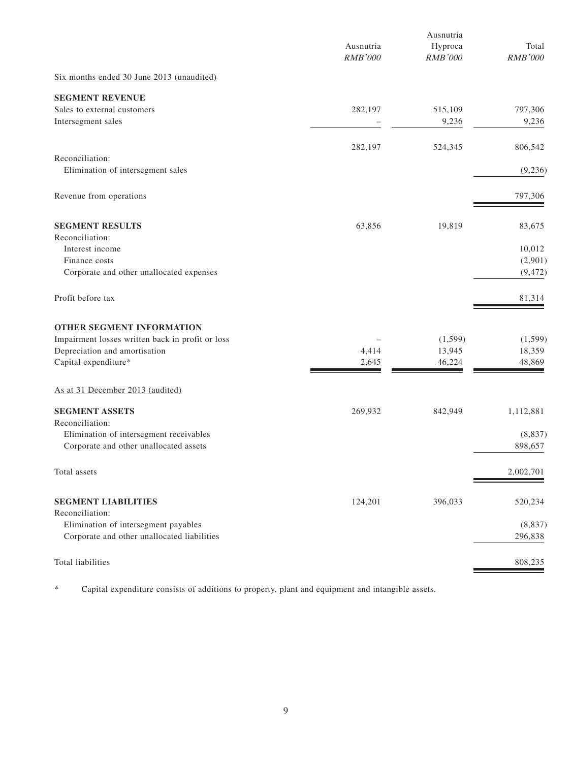| | Ausnutria *RMB'000* | Ausnutria Hyproca *RMB'000* | Total *RMB'000* |
|---|---|---|---|
| Six months ended 30 June 2013 (unaudited) | | | |
| **SEGMENT REVENUE** | | | |
| Sales to external customers | 282,197 | 515,109 | 797,306 |
| Intersegment sales | – | 9,236 | 9,236 |
| | 282,197 | 524,345 | 806,542 |
| Reconciliation: | | | |
| Elimination of intersegment sales | | | (9,236) |
| Revenue from operations | | | 797,306 |
| **SEGMENT RESULTS** | 63,856 | 19,819 | 83,675 |
| Reconciliation: | | | |
| Interest income | | | 10,012 |
| Finance costs | | | (2,901) |
| Corporate and other unallocated expenses | | | (9,472) |
| Profit before tax | | | 81,314 |
| **OTHER SEGMENT INFORMATION** | | | |
| Impairment losses written back in profit or loss | – | (1,599) | (1,599) |
| Depreciation and amortisation | 4,414 | 13,945 | 18,359 |
| Capital expenditure* | 2,645 | 46,224 | 48,869 |
| As at 31 December 2013 (audited) | | | |
| **SEGMENT ASSETS** | 269,932 | 842,949 | 1,112,881 |
| Reconciliation: | | | |
| Elimination of intersegment receivables | | | (8,837) |
| Corporate and other unallocated assets | | | 898,657 |
| Total assets | | | 2,002,701 |
| **SEGMENT LIABILITIES** | 124,201 | 396,033 | 520,234 |
| Reconciliation: | | | |
| Elimination of intersegment payables | | | (8,837) |
| Corporate and other unallocated liabilities | | | 296,838 |
| Total liabilities | | | 808,235 |

\* Capital expenditure consists of additions to property, plant and equipment and intangible assets.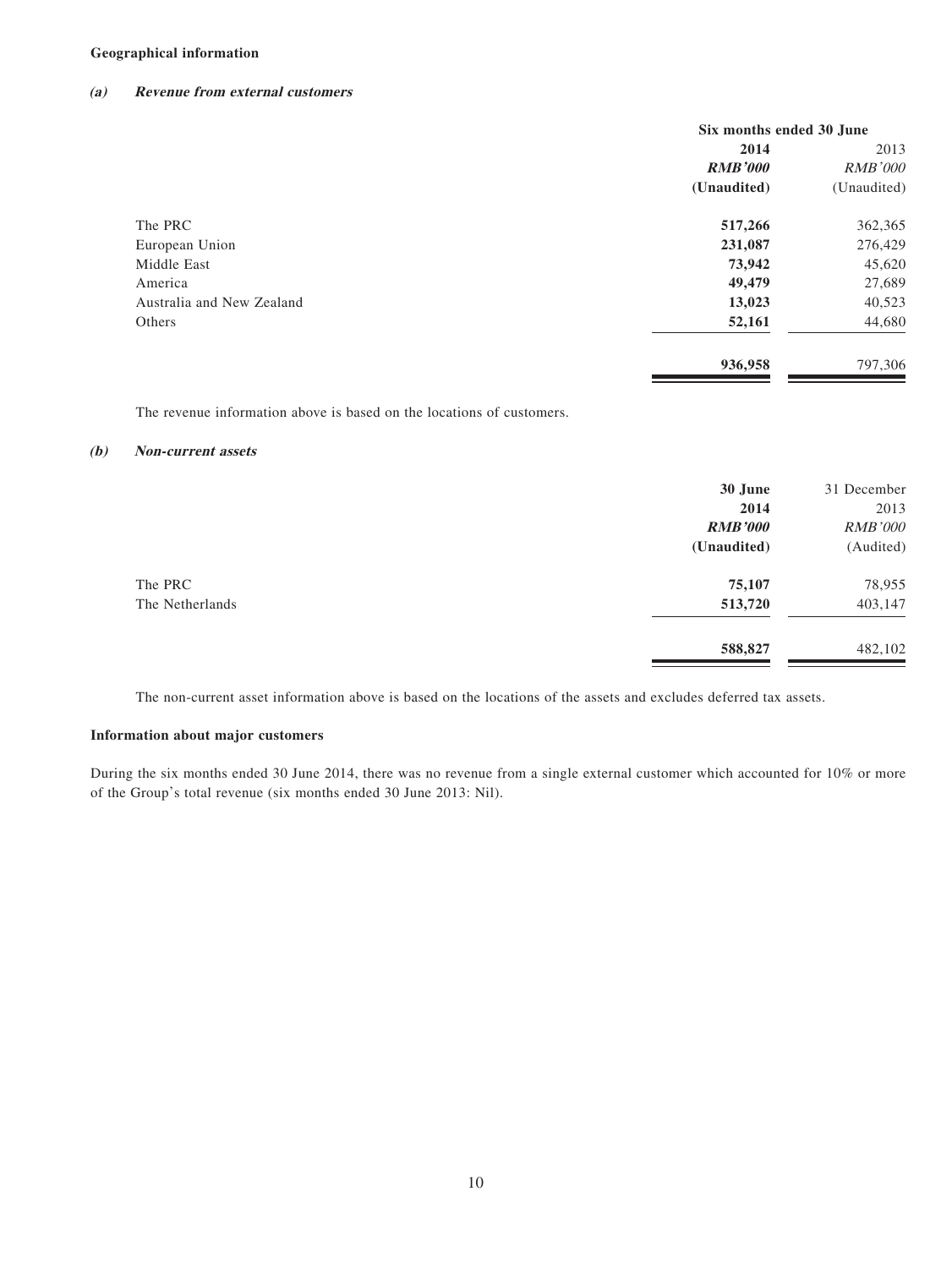**Geographical information**

***(a) Revenue from external customers***

| | Six months ended 30 June | |
|---|---|---|
| | **2014** | 2013 |
| | ***RMB'000*** | *RMB'000* |
| | **(Unaudited)** | (Unaudited) |
| The PRC | **517,266** | 362,365 |
| European Union | **231,087** | 276,429 |
| Middle East | **73,942** | 45,620 |
| America | **49,479** | 27,689 |
| Australia and New Zealand | **13,023** | 40,523 |
| Others | **52,161** | 44,680 |
| | **936,958** | 797,306 |

The revenue information above is based on the locations of customers.

***(b) Non-current assets***

| | **30 June 2014** | 31 December 2013 |
|---|---|---|
| | ***RMB'000*** | *RMB'000* |
| | **(Unaudited)** | (Audited) |
| The PRC | **75,107** | 78,955 |
| The Netherlands | **513,720** | 403,147 |
| | **588,827** | 482,102 |

The non-current asset information above is based on the locations of the assets and excludes deferred tax assets.

**Information about major customers**

During the six months ended 30 June 2014, there was no revenue from a single external customer which accounted for 10% or more of the Group's total revenue (six months ended 30 June 2013: Nil).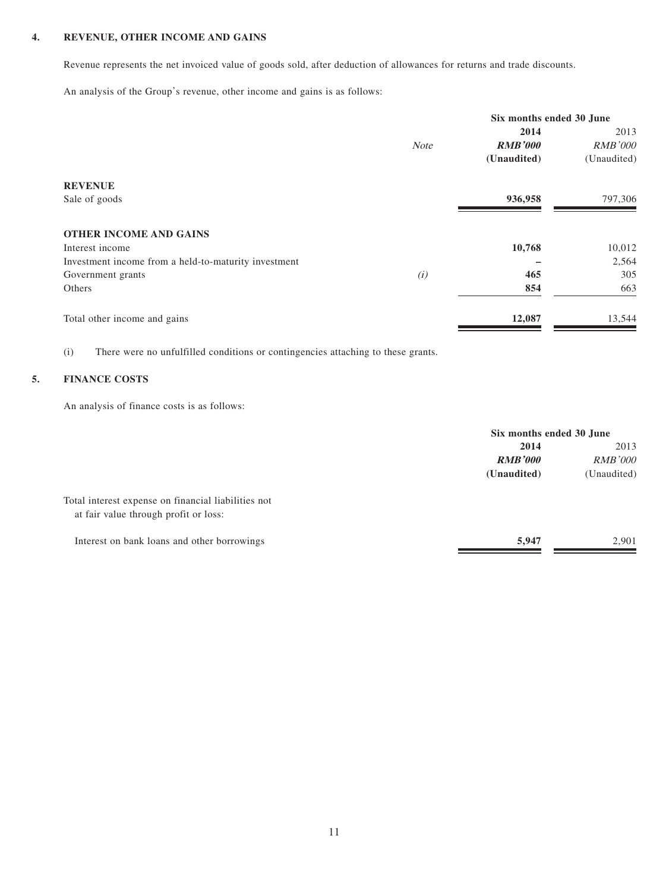## 4. REVENUE, OTHER INCOME AND GAINS

Revenue represents the net invoiced value of goods sold, after deduction of allowances for returns and trade discounts.

An analysis of the Group's revenue, other income and gains is as follows:

| | | Six months ended 30 June | |
|---|---|---|---|
| | | **2014** | 2013 |
| | *Note* | ***RMB'000*** | *RMB'000* |
| | | **(Unaudited)** | (Unaudited) |
| **REVENUE** | | | |
| Sale of goods | | **936,958** | 797,306 |
| **OTHER INCOME AND GAINS** | | | |
| Interest income | | **10,768** | 10,012 |
| Investment income from a held-to-maturity investment | | **–** | 2,564 |
| Government grants | *(i)* | **465** | 305 |
| Others | | **854** | 663 |
| Total other income and gains | | **12,087** | 13,544 |

(i) There were no unfulfilled conditions or contingencies attaching to these grants.

## 5. FINANCE COSTS

An analysis of finance costs is as follows:

| | Six months ended 30 June | |
|---|---|---|
| | **2014** | 2013 |
| | ***RMB'000*** | *RMB'000* |
| | **(Unaudited)** | (Unaudited) |
| Total interest expense on financial liabilities not at fair value through profit or loss: | | |
| Interest on bank loans and other borrowings | **5,947** | 2,901 |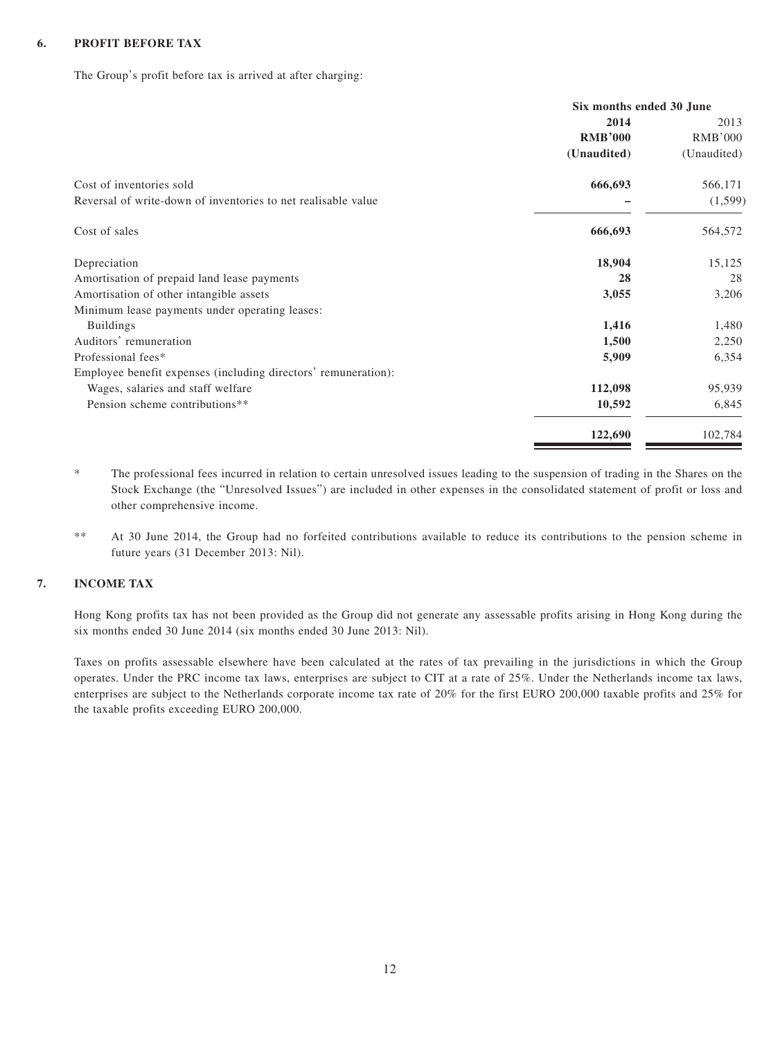## 6. PROFIT BEFORE TAX

The Group's profit before tax is arrived at after charging:

| | Six months ended 30 June | |
|---|---|---|
| | **2014** | 2013 |
| | **RMB'000** | RMB'000 |
| | **(Unaudited)** | (Unaudited) |
| Cost of inventories sold | **666,693** | 566,171 |
| Reversal of write-down of inventories to net realisable value | **–** | (1,599) |
| Cost of sales | **666,693** | 564,572 |
| Depreciation | **18,904** | 15,125 |
| Amortisation of prepaid land lease payments | **28** | 28 |
| Amortisation of other intangible assets | **3,055** | 3,206 |
| Minimum lease payments under operating leases: | | |
| Buildings | **1,416** | 1,480 |
| Auditors' remuneration | **1,500** | 2,250 |
| Professional fees* | **5,909** | 6,354 |
| Employee benefit expenses (including directors' remuneration): | | |
| Wages, salaries and staff welfare | **112,098** | 95,939 |
| Pension scheme contributions** | **10,592** | 6,845 |
| | **122,690** | 102,784 |

\* The professional fees incurred in relation to certain unresolved issues leading to the suspension of trading in the Shares on the Stock Exchange (the "Unresolved Issues") are included in other expenses in the consolidated statement of profit or loss and other comprehensive income.

** At 30 June 2014, the Group had no forfeited contributions available to reduce its contributions to the pension scheme in future years (31 December 2013: Nil).

## 7. INCOME TAX

Hong Kong profits tax has not been provided as the Group did not generate any assessable profits arising in Hong Kong during the six months ended 30 June 2014 (six months ended 30 June 2013: Nil).

Taxes on profits assessable elsewhere have been calculated at the rates of tax prevailing in the jurisdictions in which the Group operates. Under the PRC income tax laws, enterprises are subject to CIT at a rate of 25%. Under the Netherlands income tax laws, enterprises are subject to the Netherlands corporate income tax rate of 20% for the first EURO 200,000 taxable profits and 25% for the taxable profits exceeding EURO 200,000.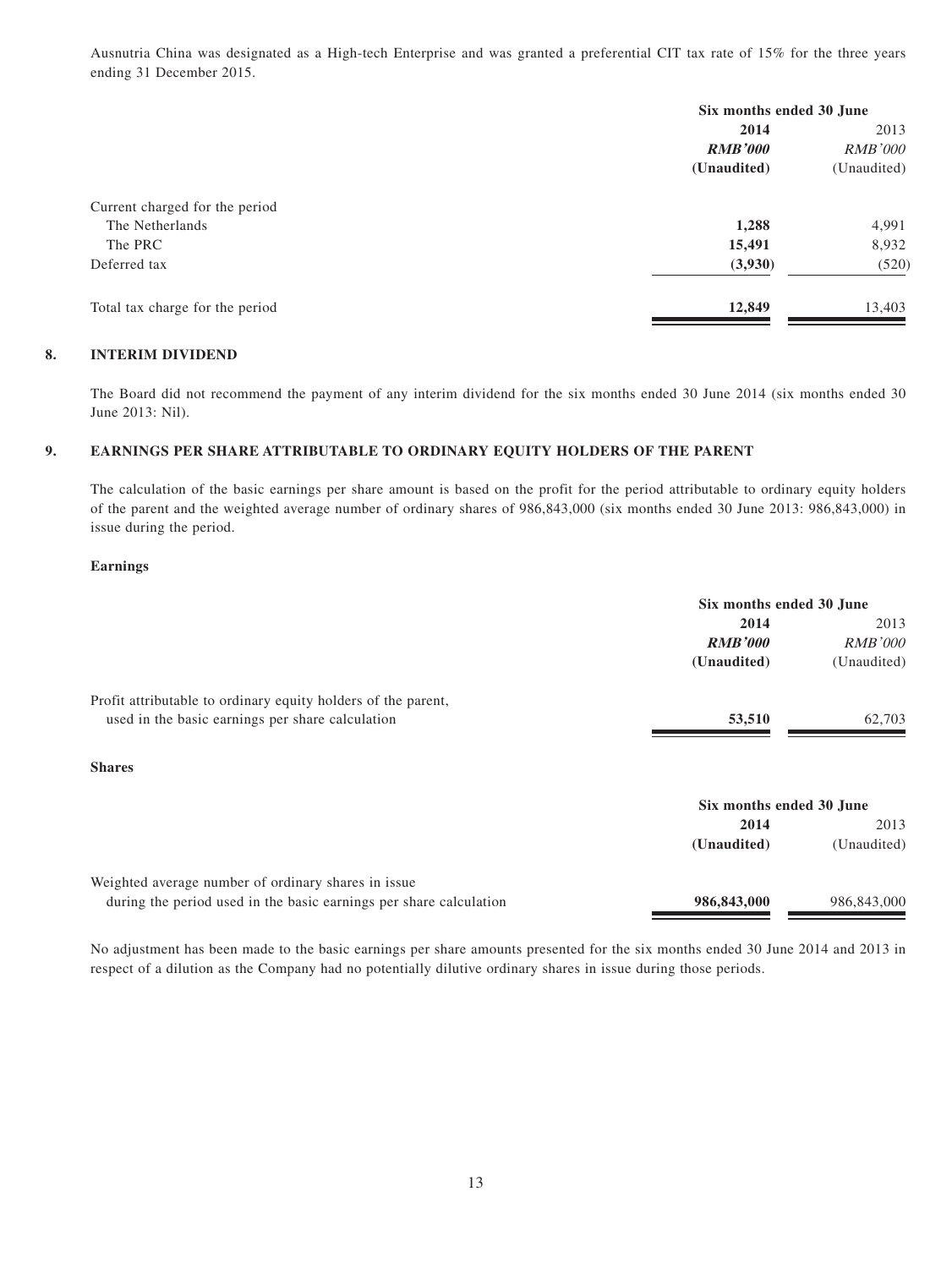Ausnutria China was designated as a High-tech Enterprise and was granted a preferential CIT tax rate of 15% for the three years ending 31 December 2015.

| | Six months ended 30 June | |
|---|---|---|
| | **2014** | 2013 |
| | ***RMB'000*** | *RMB'000* |
| | **(Unaudited)** | (Unaudited) |
| Current charged for the period | | |
| The Netherlands | **1,288** | 4,991 |
| The PRC | **15,491** | 8,932 |
| Deferred tax | **(3,930)** | (520) |
| Total tax charge for the period | **12,849** | 13,403 |

## 8. INTERIM DIVIDEND

The Board did not recommend the payment of any interim dividend for the six months ended 30 June 2014 (six months ended 30 June 2013: Nil).

## 9. EARNINGS PER SHARE ATTRIBUTABLE TO ORDINARY EQUITY HOLDERS OF THE PARENT

The calculation of the basic earnings per share amount is based on the profit for the period attributable to ordinary equity holders of the parent and the weighted average number of ordinary shares of 986,843,000 (six months ended 30 June 2013: 986,843,000) in issue during the period.

**Earnings**

| | Six months ended 30 June | |
|---|---|---|
| | **2014** | 2013 |
| | ***RMB'000*** | *RMB'000* |
| | **(Unaudited)** | (Unaudited) |
| Profit attributable to ordinary equity holders of the parent, used in the basic earnings per share calculation | **53,510** | 62,703 |

**Shares**

| | Six months ended 30 June | |
|---|---|---|
| | **2014** | 2013 |
| | **(Unaudited)** | (Unaudited) |
| Weighted average number of ordinary shares in issue during the period used in the basic earnings per share calculation | **986,843,000** | 986,843,000 |

No adjustment has been made to the basic earnings per share amounts presented for the six months ended 30 June 2014 and 2013 in respect of a dilution as the Company had no potentially dilutive ordinary shares in issue during those periods.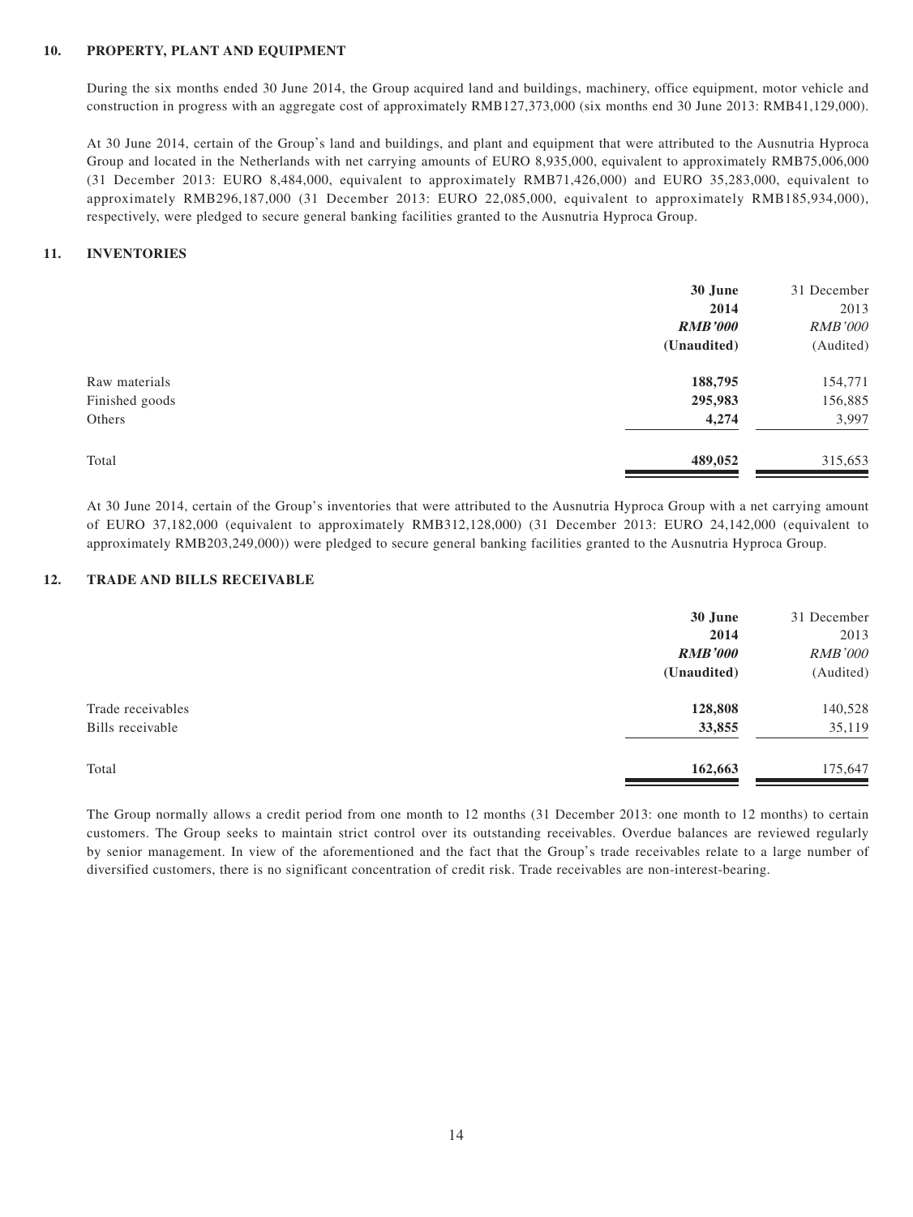## 10. PROPERTY, PLANT AND EQUIPMENT

During the six months ended 30 June 2014, the Group acquired land and buildings, machinery, office equipment, motor vehicle and construction in progress with an aggregate cost of approximately RMB127,373,000 (six months end 30 June 2013: RMB41,129,000).

At 30 June 2014, certain of the Group's land and buildings, and plant and equipment that were attributed to the Ausnutria Hyproca Group and located in the Netherlands with net carrying amounts of EURO 8,935,000, equivalent to approximately RMB75,006,000 (31 December 2013: EURO 8,484,000, equivalent to approximately RMB71,426,000) and EURO 35,283,000, equivalent to approximately RMB296,187,000 (31 December 2013: EURO 22,085,000, equivalent to approximately RMB185,934,000), respectively, were pledged to secure general banking facilities granted to the Ausnutria Hyproca Group.

## 11. INVENTORIES

| | **30 June 2014** | 31 December 2013 |
|---|---|---|
| | ***RMB'000*** | *RMB'000* |
| | **(Unaudited)** | (Audited) |
| Raw materials | **188,795** | 154,771 |
| Finished goods | **295,983** | 156,885 |
| Others | **4,274** | 3,997 |
| Total | **489,052** | 315,653 |

At 30 June 2014, certain of the Group's inventories that were attributed to the Ausnutria Hyproca Group with a net carrying amount of EURO 37,182,000 (equivalent to approximately RMB312,128,000) (31 December 2013: EURO 24,142,000 (equivalent to approximately RMB203,249,000)) were pledged to secure general banking facilities granted to the Ausnutria Hyproca Group.

## 12. TRADE AND BILLS RECEIVABLE

| | **30 June 2014** | 31 December 2013 |
|---|---|---|
| | ***RMB'000*** | *RMB'000* |
| | **(Unaudited)** | (Audited) |
| Trade receivables | **128,808** | 140,528 |
| Bills receivable | **33,855** | 35,119 |
| Total | **162,663** | 175,647 |

The Group normally allows a credit period from one month to 12 months (31 December 2013: one month to 12 months) to certain customers. The Group seeks to maintain strict control over its outstanding receivables. Overdue balances are reviewed regularly by senior management. In view of the aforementioned and the fact that the Group's trade receivables relate to a large number of diversified customers, there is no significant concentration of credit risk. Trade receivables are non-interest-bearing.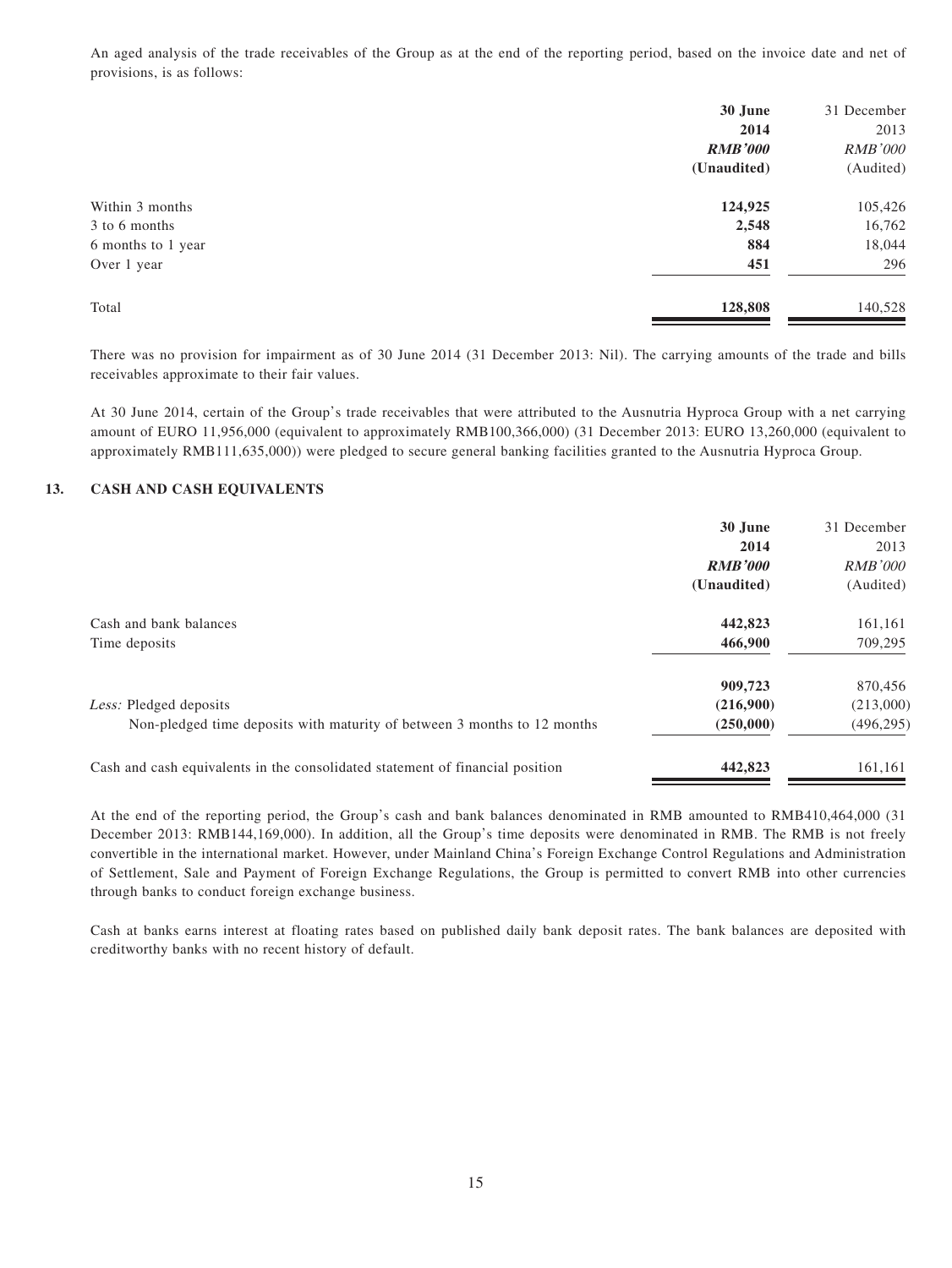An aged analysis of the trade receivables of the Group as at the end of the reporting period, based on the invoice date and net of provisions, is as follows:

| | 30 June 2014 | 31 December 2013 |
|---|---|---|
| | ***RMB'000*** | *RMB'000* |
| | **(Unaudited)** | (Audited) |
| Within 3 months | **124,925** | 105,426 |
| 3 to 6 months | **2,548** | 16,762 |
| 6 months to 1 year | **884** | 18,044 |
| Over 1 year | **451** | 296 |
| Total | **128,808** | 140,528 |

There was no provision for impairment as of 30 June 2014 (31 December 2013: Nil). The carrying amounts of the trade and bills receivables approximate to their fair values.

At 30 June 2014, certain of the Group's trade receivables that were attributed to the Ausnutria Hyproca Group with a net carrying amount of EURO 11,956,000 (equivalent to approximately RMB100,366,000) (31 December 2013: EURO 13,260,000 (equivalent to approximately RMB111,635,000)) were pledged to secure general banking facilities granted to the Ausnutria Hyproca Group.

## 13. CASH AND CASH EQUIVALENTS

| | 30 June 2014 | 31 December 2013 |
|---|---|---|
| | ***RMB'000*** | *RMB'000* |
| | **(Unaudited)** | (Audited) |
| Cash and bank balances | **442,823** | 161,161 |
| Time deposits | **466,900** | 709,295 |
| | **909,723** | 870,456 |
| *Less:* Pledged deposits | **(216,900)** | (213,000) |
| Non-pledged time deposits with maturity of between 3 months to 12 months | **(250,000)** | (496,295) |
| Cash and cash equivalents in the consolidated statement of financial position | **442,823** | 161,161 |

At the end of the reporting period, the Group's cash and bank balances denominated in RMB amounted to RMB410,464,000 (31 December 2013: RMB144,169,000). In addition, all the Group's time deposits were denominated in RMB. The RMB is not freely convertible in the international market. However, under Mainland China's Foreign Exchange Control Regulations and Administration of Settlement, Sale and Payment of Foreign Exchange Regulations, the Group is permitted to convert RMB into other currencies through banks to conduct foreign exchange business.

Cash at banks earns interest at floating rates based on published daily bank deposit rates. The bank balances are deposited with creditworthy banks with no recent history of default.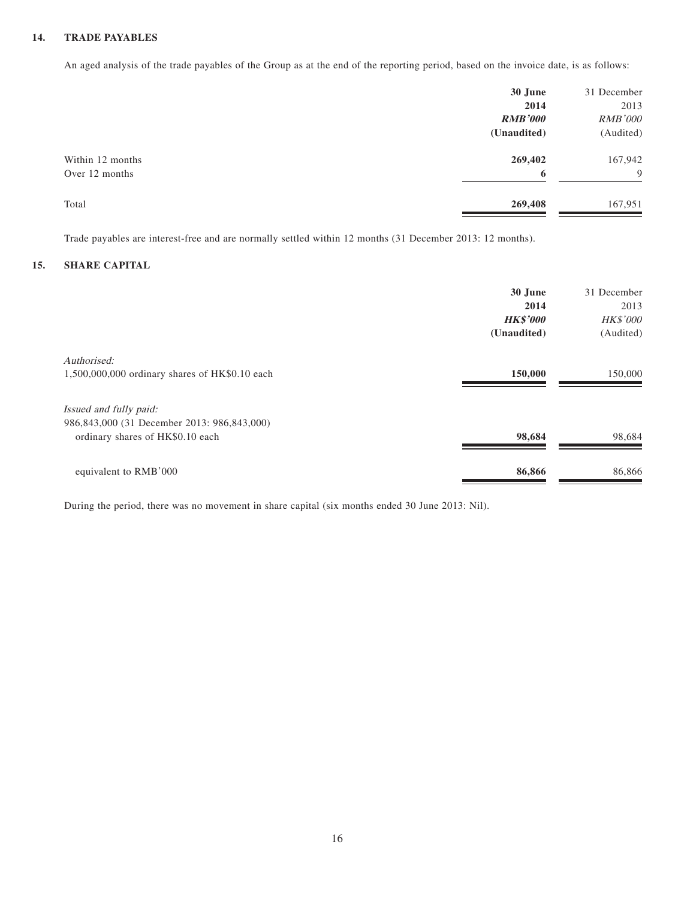## 14. TRADE PAYABLES

An aged analysis of the trade payables of the Group as at the end of the reporting period, based on the invoice date, is as follows:

| | **30 June 2014** | 31 December 2013 |
|---|---|---|
| | ***RMB'000*** | *RMB'000* |
| | **(Unaudited)** | (Audited) |
| Within 12 months | **269,402** | 167,942 |
| Over 12 months | **6** | 9 |
| Total | **269,408** | 167,951 |

Trade payables are interest-free and are normally settled within 12 months (31 December 2013: 12 months).

## 15. SHARE CAPITAL

| | **30 June 2014** | 31 December 2013 |
|---|---|---|
| | ***HK$'000*** | *HK$'000* |
| | **(Unaudited)** | (Audited) |
| *Authorised:* | | |
| 1,500,000,000 ordinary shares of HK$0.10 each | **150,000** | 150,000 |
| *Issued and fully paid:* | | |
| 986,843,000 (31 December 2013: 986,843,000) ordinary shares of HK$0.10 each | **98,684** | 98,684 |
| equivalent to RMB'000 | **86,866** | 86,866 |

During the period, there was no movement in share capital (six months ended 30 June 2013: Nil).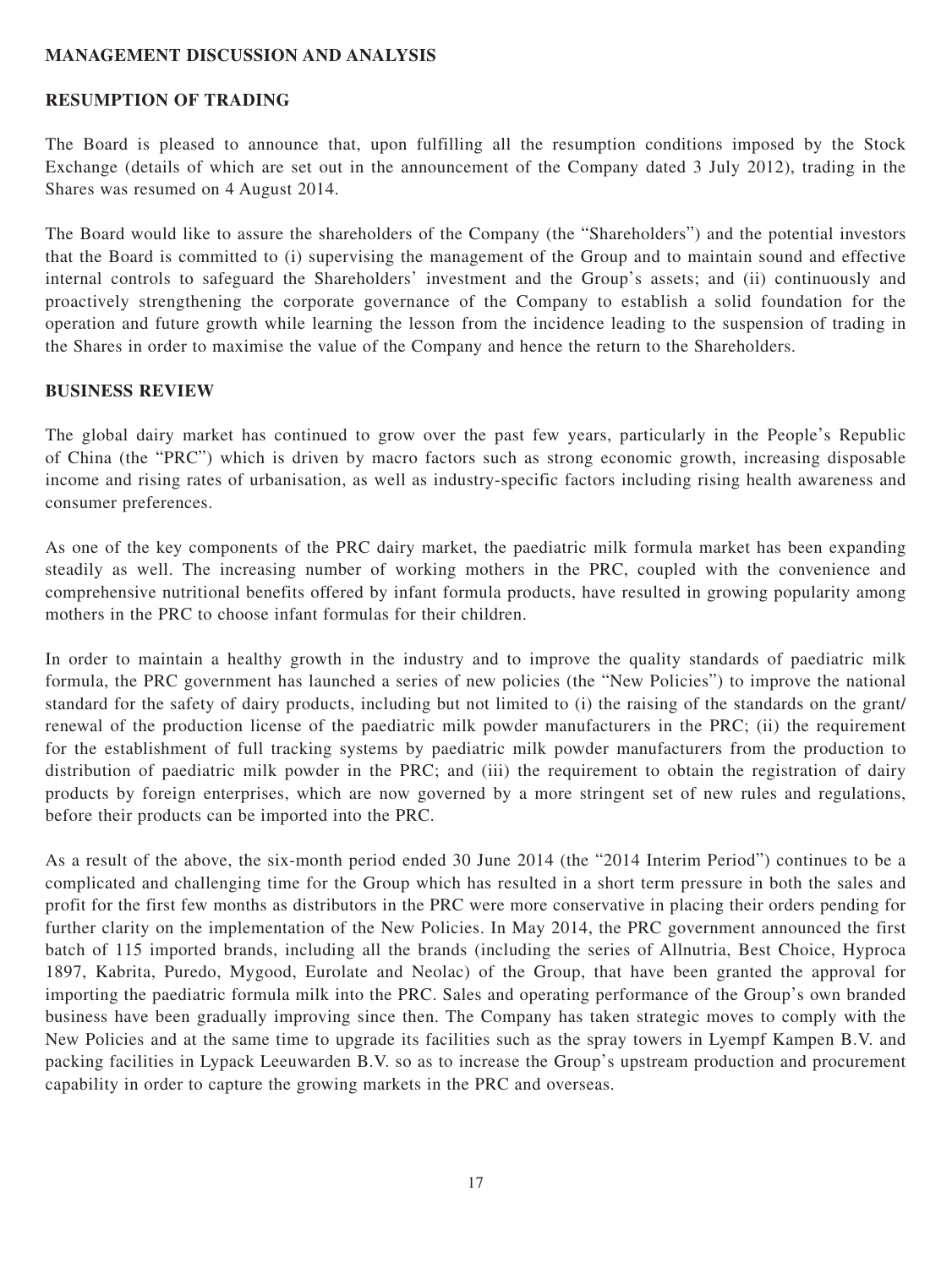## MANAGEMENT DISCUSSION AND ANALYSIS

### RESUMPTION OF TRADING

The Board is pleased to announce that, upon fulfilling all the resumption conditions imposed by the Stock Exchange (details of which are set out in the announcement of the Company dated 3 July 2012), trading in the Shares was resumed on 4 August 2014.

The Board would like to assure the shareholders of the Company (the "Shareholders") and the potential investors that the Board is committed to (i) supervising the management of the Group and to maintain sound and effective internal controls to safeguard the Shareholders' investment and the Group's assets; and (ii) continuously and proactively strengthening the corporate governance of the Company to establish a solid foundation for the operation and future growth while learning the lesson from the incidence leading to the suspension of trading in the Shares in order to maximise the value of the Company and hence the return to the Shareholders.

### BUSINESS REVIEW

The global dairy market has continued to grow over the past few years, particularly in the People's Republic of China (the "PRC") which is driven by macro factors such as strong economic growth, increasing disposable income and rising rates of urbanisation, as well as industry-specific factors including rising health awareness and consumer preferences.

As one of the key components of the PRC dairy market, the paediatric milk formula market has been expanding steadily as well. The increasing number of working mothers in the PRC, coupled with the convenience and comprehensive nutritional benefits offered by infant formula products, have resulted in growing popularity among mothers in the PRC to choose infant formulas for their children.

In order to maintain a healthy growth in the industry and to improve the quality standards of paediatric milk formula, the PRC government has launched a series of new policies (the "New Policies") to improve the national standard for the safety of dairy products, including but not limited to (i) the raising of the standards on the grant/renewal of the production license of the paediatric milk powder manufacturers in the PRC; (ii) the requirement for the establishment of full tracking systems by paediatric milk powder manufacturers from the production to distribution of paediatric milk powder in the PRC; and (iii) the requirement to obtain the registration of dairy products by foreign enterprises, which are now governed by a more stringent set of new rules and regulations, before their products can be imported into the PRC.

As a result of the above, the six-month period ended 30 June 2014 (the "2014 Interim Period") continues to be a complicated and challenging time for the Group which has resulted in a short term pressure in both the sales and profit for the first few months as distributors in the PRC were more conservative in placing their orders pending for further clarity on the implementation of the New Policies. In May 2014, the PRC government announced the first batch of 115 imported brands, including all the brands (including the series of Allnutria, Best Choice, Hyproca 1897, Kabrita, Puredo, Mygood, Eurolate and Neolac) of the Group, that have been granted the approval for importing the paediatric formula milk into the PRC. Sales and operating performance of the Group's own branded business have been gradually improving since then. The Company has taken strategic moves to comply with the New Policies and at the same time to upgrade its facilities such as the spray towers in Lyempf Kampen B.V. and packing facilities in Lypack Leeuwarden B.V. so as to increase the Group's upstream production and procurement capability in order to capture the growing markets in the PRC and overseas.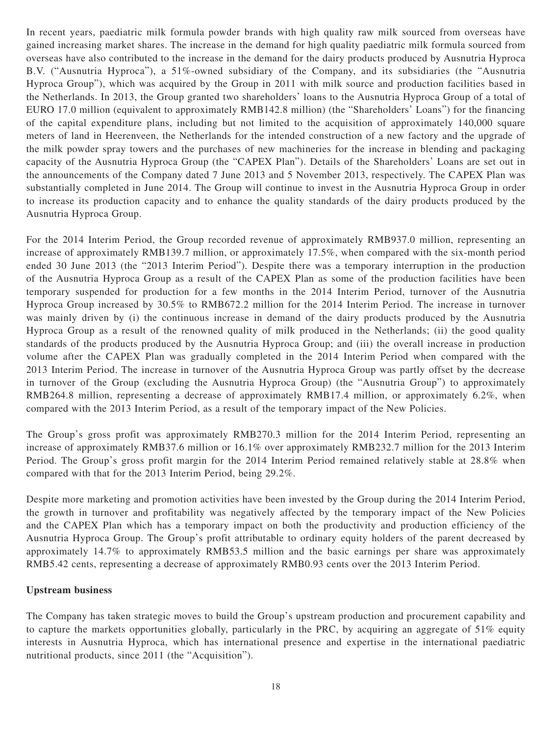In recent years, paediatric milk formula powder brands with high quality raw milk sourced from overseas have gained increasing market shares. The increase in the demand for high quality paediatric milk formula sourced from overseas have also contributed to the increase in the demand for the dairy products produced by Ausnutria Hyproca B.V. ("Ausnutria Hyproca"), a 51%-owned subsidiary of the Company, and its subsidiaries (the "Ausnutria Hyproca Group"), which was acquired by the Group in 2011 with milk source and production facilities based in the Netherlands. In 2013, the Group granted two shareholders' loans to the Ausnutria Hyproca Group of a total of EURO 17.0 million (equivalent to approximately RMB142.8 million) (the "Shareholders' Loans") for the financing of the capital expenditure plans, including but not limited to the acquisition of approximately 140,000 square meters of land in Heerenveen, the Netherlands for the intended construction of a new factory and the upgrade of the milk powder spray towers and the purchases of new machineries for the increase in blending and packaging capacity of the Ausnutria Hyproca Group (the "CAPEX Plan"). Details of the Shareholders' Loans are set out in the announcements of the Company dated 7 June 2013 and 5 November 2013, respectively. The CAPEX Plan was substantially completed in June 2014. The Group will continue to invest in the Ausnutria Hyproca Group in order to increase its production capacity and to enhance the quality standards of the dairy products produced by the Ausnutria Hyproca Group.

For the 2014 Interim Period, the Group recorded revenue of approximately RMB937.0 million, representing an increase of approximately RMB139.7 million, or approximately 17.5%, when compared with the six-month period ended 30 June 2013 (the "2013 Interim Period"). Despite there was a temporary interruption in the production of the Ausnutria Hyproca Group as a result of the CAPEX Plan as some of the production facilities have been temporary suspended for production for a few months in the 2014 Interim Period, turnover of the Ausnutria Hyproca Group increased by 30.5% to RMB672.2 million for the 2014 Interim Period. The increase in turnover was mainly driven by (i) the continuous increase in demand of the dairy products produced by the Ausnutria Hyproca Group as a result of the renowned quality of milk produced in the Netherlands; (ii) the good quality standards of the products produced by the Ausnutria Hyproca Group; and (iii) the overall increase in production volume after the CAPEX Plan was gradually completed in the 2014 Interim Period when compared with the 2013 Interim Period. The increase in turnover of the Ausnutria Hyproca Group was partly offset by the decrease in turnover of the Group (excluding the Ausnutria Hyproca Group) (the "Ausnutria Group") to approximately RMB264.8 million, representing a decrease of approximately RMB17.4 million, or approximately 6.2%, when compared with the 2013 Interim Period, as a result of the temporary impact of the New Policies.

The Group's gross profit was approximately RMB270.3 million for the 2014 Interim Period, representing an increase of approximately RMB37.6 million or 16.1% over approximately RMB232.7 million for the 2013 Interim Period. The Group's gross profit margin for the 2014 Interim Period remained relatively stable at 28.8% when compared with that for the 2013 Interim Period, being 29.2%.

Despite more marketing and promotion activities have been invested by the Group during the 2014 Interim Period, the growth in turnover and profitability was negatively affected by the temporary impact of the New Policies and the CAPEX Plan which has a temporary impact on both the productivity and production efficiency of the Ausnutria Hyproca Group. The Group's profit attributable to ordinary equity holders of the parent decreased by approximately 14.7% to approximately RMB53.5 million and the basic earnings per share was approximately RMB5.42 cents, representing a decrease of approximately RMB0.93 cents over the 2013 Interim Period.

**Upstream business**

The Company has taken strategic moves to build the Group's upstream production and procurement capability and to capture the markets opportunities globally, particularly in the PRC, by acquiring an aggregate of 51% equity interests in Ausnutria Hyproca, which has international presence and expertise in the international paediatric nutritional products, since 2011 (the "Acquisition").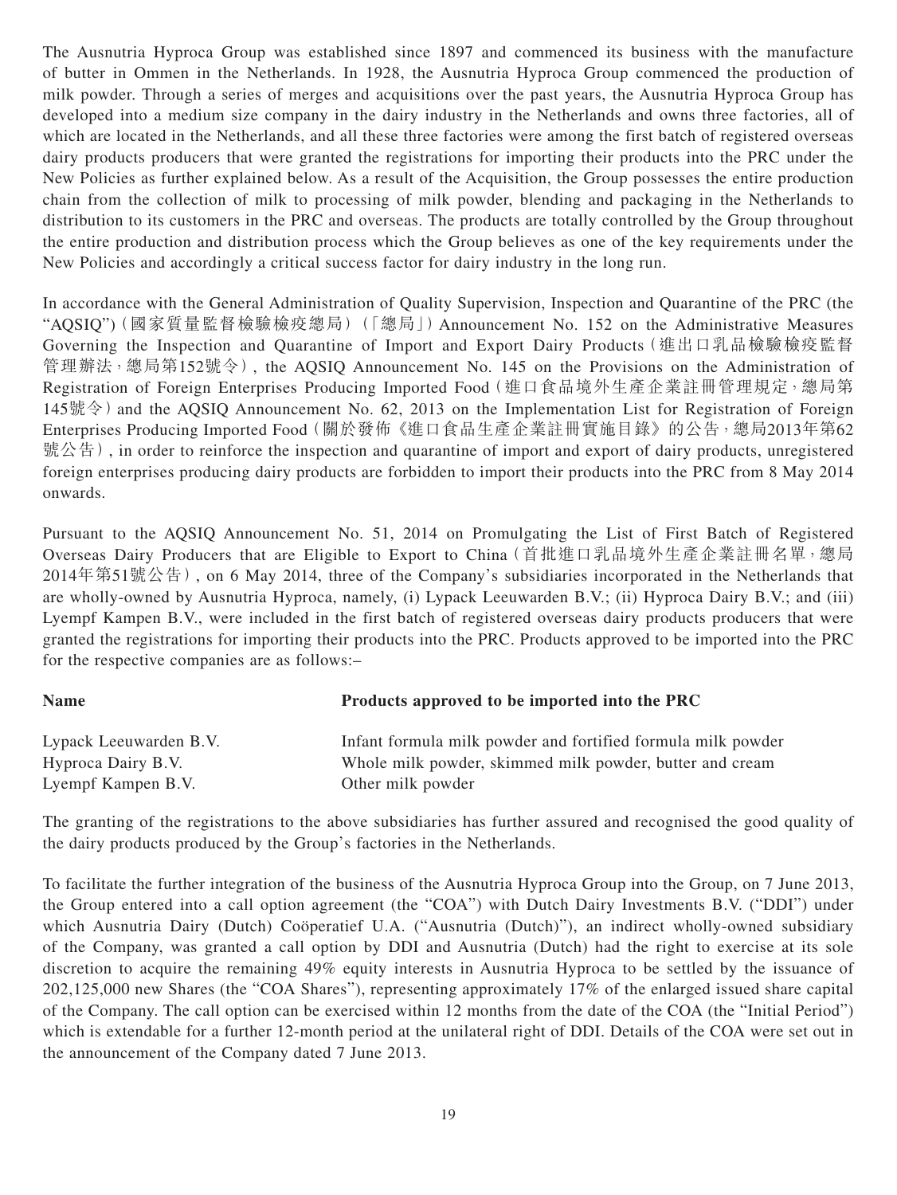The Ausnutria Hyproca Group was established since 1897 and commenced its business with the manufacture of butter in Ommen in the Netherlands. In 1928, the Ausnutria Hyproca Group commenced the production of milk powder. Through a series of merges and acquisitions over the past years, the Ausnutria Hyproca Group has developed into a medium size company in the dairy industry in the Netherlands and owns three factories, all of which are located in the Netherlands, and all these three factories were among the first batch of registered overseas dairy products producers that were granted the registrations for importing their products into the PRC under the New Policies as further explained below. As a result of the Acquisition, the Group possesses the entire production chain from the collection of milk to processing of milk powder, blending and packaging in the Netherlands to distribution to its customers in the PRC and overseas. The products are totally controlled by the Group throughout the entire production and distribution process which the Group believes as one of the key requirements under the New Policies and accordingly a critical success factor for dairy industry in the long run.

In accordance with the General Administration of Quality Supervision, Inspection and Quarantine of the PRC (the "AQSIQ")（國家質量監督檢驗檢疫總局）（「總局」）Announcement No. 152 on the Administrative Measures Governing the Inspection and Quarantine of Import and Export Dairy Products（進出口乳品檢驗檢疫監督管理辦法，總局第152號令）, the AQSIQ Announcement No. 145 on the Provisions on the Administration of Registration of Foreign Enterprises Producing Imported Food（進口食品境外生產企業註冊管理規定，總局第145號令）and the AQSIQ Announcement No. 62, 2013 on the Implementation List for Registration of Foreign Enterprises Producing Imported Food（關於發佈《進口食品生產企業註冊實施目錄》的公告，總局2013年第62號公告）, in order to reinforce the inspection and quarantine of import and export of dairy products, unregistered foreign enterprises producing dairy products are forbidden to import their products into the PRC from 8 May 2014 onwards.

Pursuant to the AQSIQ Announcement No. 51, 2014 on Promulgating the List of First Batch of Registered Overseas Dairy Producers that are Eligible to Export to China（首批進口乳品境外生產企業註冊名單，總局2014年第51號公告）, on 6 May 2014, three of the Company's subsidiaries incorporated in the Netherlands that are wholly-owned by Ausnutria Hyproca, namely, (i) Lypack Leeuwarden B.V.; (ii) Hyproca Dairy B.V.; and (iii) Lyempf Kampen B.V., were included in the first batch of registered overseas dairy products producers that were granted the registrations for importing their products into the PRC. Products approved to be imported into the PRC for the respective companies are as follows:–

| Name | Products approved to be imported into the PRC |
|---|---|
| Lypack Leeuwarden B.V. | Infant formula milk powder and fortified formula milk powder |
| Hyproca Dairy B.V. | Whole milk powder, skimmed milk powder, butter and cream |
| Lyempf Kampen B.V. | Other milk powder |

The granting of the registrations to the above subsidiaries has further assured and recognised the good quality of the dairy products produced by the Group's factories in the Netherlands.

To facilitate the further integration of the business of the Ausnutria Hyproca Group into the Group, on 7 June 2013, the Group entered into a call option agreement (the "COA") with Dutch Dairy Investments B.V. ("DDI") under which Ausnutria Dairy (Dutch) Coöperatief U.A. ("Ausnutria (Dutch)"), an indirect wholly-owned subsidiary of the Company, was granted a call option by DDI and Ausnutria (Dutch) had the right to exercise at its sole discretion to acquire the remaining 49% equity interests in Ausnutria Hyproca to be settled by the issuance of 202,125,000 new Shares (the "COA Shares"), representing approximately 17% of the enlarged issued share capital of the Company. The call option can be exercised within 12 months from the date of the COA (the "Initial Period") which is extendable for a further 12-month period at the unilateral right of DDI. Details of the COA were set out in the announcement of the Company dated 7 June 2013.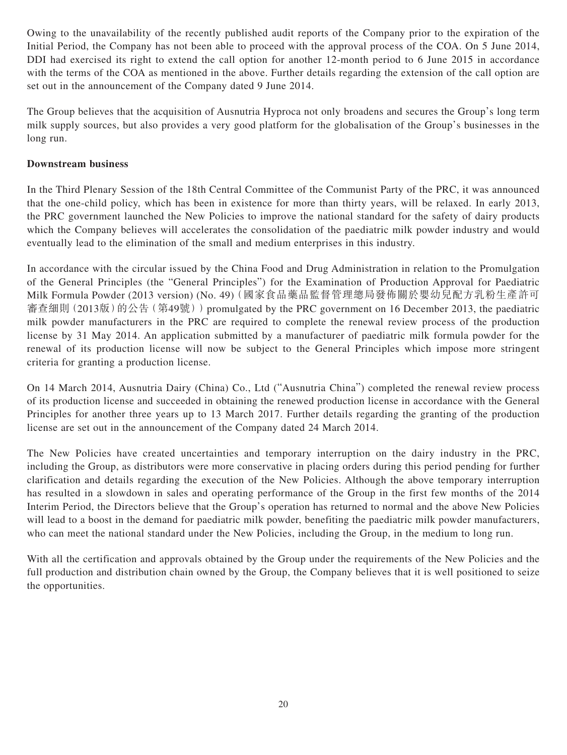Owing to the unavailability of the recently published audit reports of the Company prior to the expiration of the Initial Period, the Company has not been able to proceed with the approval process of the COA. On 5 June 2014, DDI had exercised its right to extend the call option for another 12-month period to 6 June 2015 in accordance with the terms of the COA as mentioned in the above. Further details regarding the extension of the call option are set out in the announcement of the Company dated 9 June 2014.

The Group believes that the acquisition of Ausnutria Hyproca not only broadens and secures the Group's long term milk supply sources, but also provides a very good platform for the globalisation of the Group's businesses in the long run.

**Downstream business**

In the Third Plenary Session of the 18th Central Committee of the Communist Party of the PRC, it was announced that the one-child policy, which has been in existence for more than thirty years, will be relaxed. In early 2013, the PRC government launched the New Policies to improve the national standard for the safety of dairy products which the Company believes will accelerates the consolidation of the paediatric milk powder industry and would eventually lead to the elimination of the small and medium enterprises in this industry.

In accordance with the circular issued by the China Food and Drug Administration in relation to the Promulgation of the General Principles (the "General Principles") for the Examination of Production Approval for Paediatric Milk Formula Powder (2013 version) (No. 49)(國家食品藥品監督管理總局發佈關於嬰幼兒配方乳粉生產許可審查細則(2013版)的公告(第49號)) promulgated by the PRC government on 16 December 2013, the paediatric milk powder manufacturers in the PRC are required to complete the renewal review process of the production license by 31 May 2014. An application submitted by a manufacturer of paediatric milk formula powder for the renewal of its production license will now be subject to the General Principles which impose more stringent criteria for granting a production license.

On 14 March 2014, Ausnutria Dairy (China) Co., Ltd ("Ausnutria China") completed the renewal review process of its production license and succeeded in obtaining the renewed production license in accordance with the General Principles for another three years up to 13 March 2017. Further details regarding the granting of the production license are set out in the announcement of the Company dated 24 March 2014.

The New Policies have created uncertainties and temporary interruption on the dairy industry in the PRC, including the Group, as distributors were more conservative in placing orders during this period pending for further clarification and details regarding the execution of the New Policies. Although the above temporary interruption has resulted in a slowdown in sales and operating performance of the Group in the first few months of the 2014 Interim Period, the Directors believe that the Group's operation has returned to normal and the above New Policies will lead to a boost in the demand for paediatric milk powder, benefiting the paediatric milk powder manufacturers, who can meet the national standard under the New Policies, including the Group, in the medium to long run.

With all the certification and approvals obtained by the Group under the requirements of the New Policies and the full production and distribution chain owned by the Group, the Company believes that it is well positioned to seize the opportunities.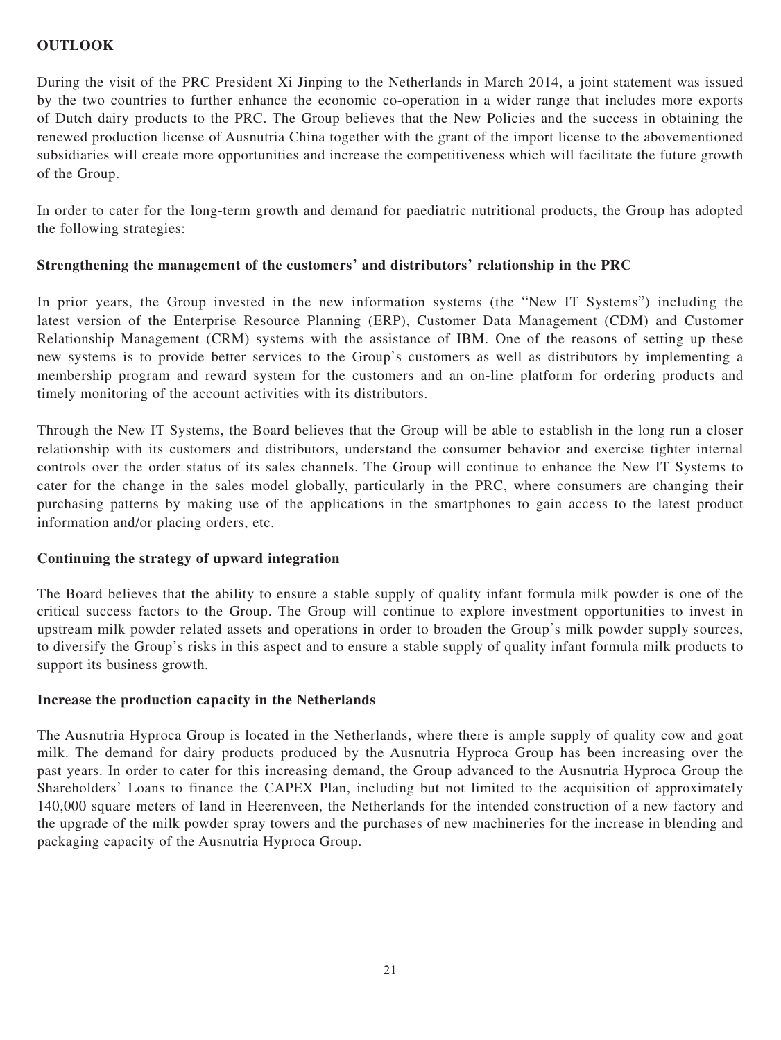## OUTLOOK

During the visit of the PRC President Xi Jinping to the Netherlands in March 2014, a joint statement was issued by the two countries to further enhance the economic co-operation in a wider range that includes more exports of Dutch dairy products to the PRC. The Group believes that the New Policies and the success in obtaining the renewed production license of Ausnutria China together with the grant of the import license to the abovementioned subsidiaries will create more opportunities and increase the competitiveness which will facilitate the future growth of the Group.

In order to cater for the long-term growth and demand for paediatric nutritional products, the Group has adopted the following strategies:

### Strengthening the management of the customers' and distributors' relationship in the PRC

In prior years, the Group invested in the new information systems (the "New IT Systems") including the latest version of the Enterprise Resource Planning (ERP), Customer Data Management (CDM) and Customer Relationship Management (CRM) systems with the assistance of IBM. One of the reasons of setting up these new systems is to provide better services to the Group's customers as well as distributors by implementing a membership program and reward system for the customers and an on-line platform for ordering products and timely monitoring of the account activities with its distributors.

Through the New IT Systems, the Board believes that the Group will be able to establish in the long run a closer relationship with its customers and distributors, understand the consumer behavior and exercise tighter internal controls over the order status of its sales channels. The Group will continue to enhance the New IT Systems to cater for the change in the sales model globally, particularly in the PRC, where consumers are changing their purchasing patterns by making use of the applications in the smartphones to gain access to the latest product information and/or placing orders, etc.

### Continuing the strategy of upward integration

The Board believes that the ability to ensure a stable supply of quality infant formula milk powder is one of the critical success factors to the Group. The Group will continue to explore investment opportunities to invest in upstream milk powder related assets and operations in order to broaden the Group's milk powder supply sources, to diversify the Group's risks in this aspect and to ensure a stable supply of quality infant formula milk products to support its business growth.

### Increase the production capacity in the Netherlands

The Ausnutria Hyproca Group is located in the Netherlands, where there is ample supply of quality cow and goat milk. The demand for dairy products produced by the Ausnutria Hyproca Group has been increasing over the past years. In order to cater for this increasing demand, the Group advanced to the Ausnutria Hyproca Group the Shareholders' Loans to finance the CAPEX Plan, including but not limited to the acquisition of approximately 140,000 square meters of land in Heerenveen, the Netherlands for the intended construction of a new factory and the upgrade of the milk powder spray towers and the purchases of new machineries for the increase in blending and packaging capacity of the Ausnutria Hyproca Group.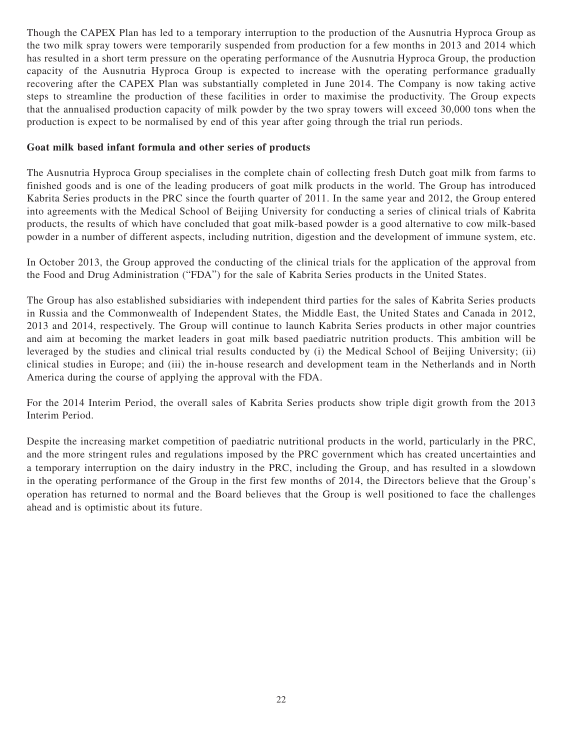Though the CAPEX Plan has led to a temporary interruption to the production of the Ausnutria Hyproca Group as the two milk spray towers were temporarily suspended from production for a few months in 2013 and 2014 which has resulted in a short term pressure on the operating performance of the Ausnutria Hyproca Group, the production capacity of the Ausnutria Hyproca Group is expected to increase with the operating performance gradually recovering after the CAPEX Plan was substantially completed in June 2014. The Company is now taking active steps to streamline the production of these facilities in order to maximise the productivity. The Group expects that the annualised production capacity of milk powder by the two spray towers will exceed 30,000 tons when the production is expect to be normalised by end of this year after going through the trial run periods.

**Goat milk based infant formula and other series of products**

The Ausnutria Hyproca Group specialises in the complete chain of collecting fresh Dutch goat milk from farms to finished goods and is one of the leading producers of goat milk products in the world. The Group has introduced Kabrita Series products in the PRC since the fourth quarter of 2011. In the same year and 2012, the Group entered into agreements with the Medical School of Beijing University for conducting a series of clinical trials of Kabrita products, the results of which have concluded that goat milk-based powder is a good alternative to cow milk-based powder in a number of different aspects, including nutrition, digestion and the development of immune system, etc.

In October 2013, the Group approved the conducting of the clinical trials for the application of the approval from the Food and Drug Administration ("FDA") for the sale of Kabrita Series products in the United States.

The Group has also established subsidiaries with independent third parties for the sales of Kabrita Series products in Russia and the Commonwealth of Independent States, the Middle East, the United States and Canada in 2012, 2013 and 2014, respectively. The Group will continue to launch Kabrita Series products in other major countries and aim at becoming the market leaders in goat milk based paediatric nutrition products. This ambition will be leveraged by the studies and clinical trial results conducted by (i) the Medical School of Beijing University; (ii) clinical studies in Europe; and (iii) the in-house research and development team in the Netherlands and in North America during the course of applying the approval with the FDA.

For the 2014 Interim Period, the overall sales of Kabrita Series products show triple digit growth from the 2013 Interim Period.

Despite the increasing market competition of paediatric nutritional products in the world, particularly in the PRC, and the more stringent rules and regulations imposed by the PRC government which has created uncertainties and a temporary interruption on the dairy industry in the PRC, including the Group, and has resulted in a slowdown in the operating performance of the Group in the first few months of 2014, the Directors believe that the Group's operation has returned to normal and the Board believes that the Group is well positioned to face the challenges ahead and is optimistic about its future.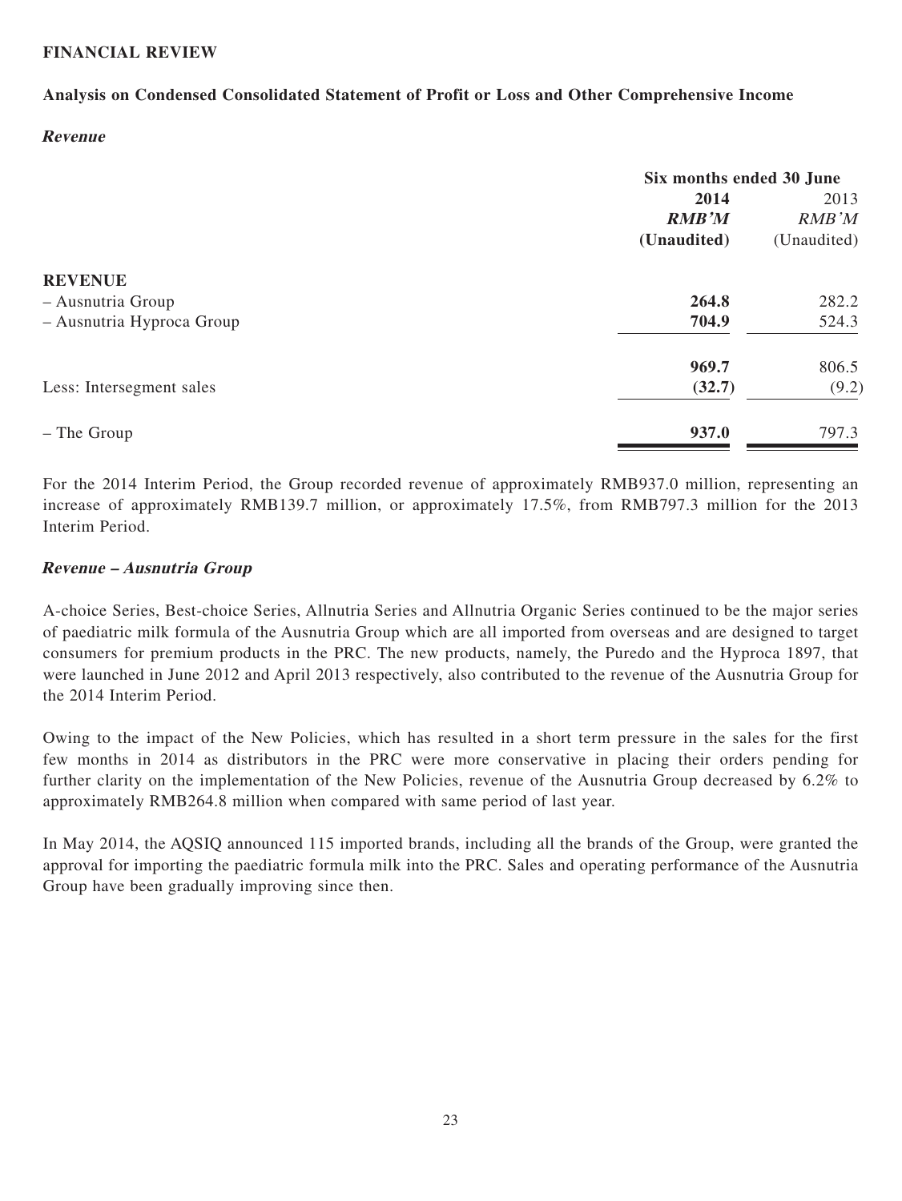## FINANCIAL REVIEW

### Analysis on Condensed Consolidated Statement of Profit or Loss and Other Comprehensive Income

***Revenue***

| | Six months ended 30 June | |
|---|---|---|
| | **2014** | 2013 |
| | ***RMB'M*** | *RMB'M* |
| | **(Unaudited)** | (Unaudited) |
| **REVENUE** | | |
| – Ausnutria Group | **264.8** | 282.2 |
| – Ausnutria Hyproca Group | **704.9** | 524.3 |
| | **969.7** | 806.5 |
| Less: Intersegment sales | **(32.7)** | (9.2) |
| – The Group | **937.0** | 797.3 |

For the 2014 Interim Period, the Group recorded revenue of approximately RMB937.0 million, representing an increase of approximately RMB139.7 million, or approximately 17.5%, from RMB797.3 million for the 2013 Interim Period.

***Revenue – Ausnutria Group***

A-choice Series, Best-choice Series, Allnutria Series and Allnutria Organic Series continued to be the major series of paediatric milk formula of the Ausnutria Group which are all imported from overseas and are designed to target consumers for premium products in the PRC. The new products, namely, the Puredo and the Hyproca 1897, that were launched in June 2012 and April 2013 respectively, also contributed to the revenue of the Ausnutria Group for the 2014 Interim Period.

Owing to the impact of the New Policies, which has resulted in a short term pressure in the sales for the first few months in 2014 as distributors in the PRC were more conservative in placing their orders pending for further clarity on the implementation of the New Policies, revenue of the Ausnutria Group decreased by 6.2% to approximately RMB264.8 million when compared with same period of last year.

In May 2014, the AQSIQ announced 115 imported brands, including all the brands of the Group, were granted the approval for importing the paediatric formula milk into the PRC. Sales and operating performance of the Ausnutria Group have been gradually improving since then.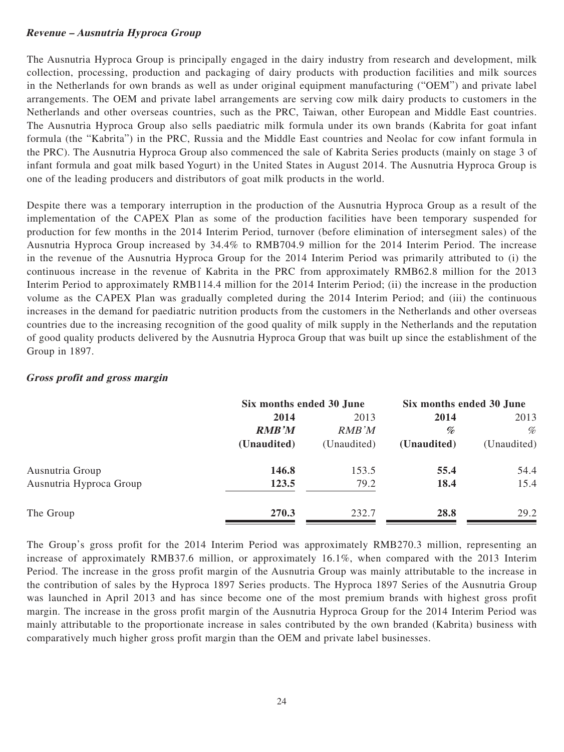***Revenue – Ausnutria Hyproca Group***

The Ausnutria Hyproca Group is principally engaged in the dairy industry from research and development, milk collection, processing, production and packaging of dairy products with production facilities and milk sources in the Netherlands for own brands as well as under original equipment manufacturing ("OEM") and private label arrangements. The OEM and private label arrangements are serving cow milk dairy products to customers in the Netherlands and other overseas countries, such as the PRC, Taiwan, other European and Middle East countries. The Ausnutria Hyproca Group also sells paediatric milk formula under its own brands (Kabrita for goat infant formula (the "Kabrita") in the PRC, Russia and the Middle East countries and Neolac for cow infant formula in the PRC). The Ausnutria Hyproca Group also commenced the sale of Kabrita Series products (mainly on stage 3 of infant formula and goat milk based Yogurt) in the United States in August 2014. The Ausnutria Hyproca Group is one of the leading producers and distributors of goat milk products in the world.

Despite there was a temporary interruption in the production of the Ausnutria Hyproca Group as a result of the implementation of the CAPEX Plan as some of the production facilities have been temporary suspended for production for few months in the 2014 Interim Period, turnover (before elimination of intersegment sales) of the Ausnutria Hyproca Group increased by 34.4% to RMB704.9 million for the 2014 Interim Period. The increase in the revenue of the Ausnutria Hyproca Group for the 2014 Interim Period was primarily attributed to (i) the continuous increase in the revenue of Kabrita in the PRC from approximately RMB62.8 million for the 2013 Interim Period to approximately RMB114.4 million for the 2014 Interim Period; (ii) the increase in the production volume as the CAPEX Plan was gradually completed during the 2014 Interim Period; and (iii) the continuous increases in the demand for paediatric nutrition products from the customers in the Netherlands and other overseas countries due to the increasing recognition of the good quality of milk supply in the Netherlands and the reputation of good quality products delivered by the Ausnutria Hyproca Group that was built up since the establishment of the Group in 1897.

***Gross profit and gross margin***

| | Six months ended 30 June | | Six months ended 30 June | |
|---|---|---|---|---|
| | **2014** | 2013 | **2014** | 2013 |
| | ***RMB'M*** | *RMB'M* | ***%*** | *%* |
| | **(Unaudited)** | (Unaudited) | **(Unaudited)** | (Unaudited) |
| Ausnutria Group | **146.8** | 153.5 | **55.4** | 54.4 |
| Ausnutria Hyproca Group | **123.5** | 79.2 | **18.4** | 15.4 |
| The Group | **270.3** | 232.7 | **28.8** | 29.2 |

The Group's gross profit for the 2014 Interim Period was approximately RMB270.3 million, representing an increase of approximately RMB37.6 million, or approximately 16.1%, when compared with the 2013 Interim Period. The increase in the gross profit margin of the Ausnutria Group was mainly attributable to the increase in the contribution of sales by the Hyproca 1897 Series products. The Hyproca 1897 Series of the Ausnutria Group was launched in April 2013 and has since become one of the most premium brands with highest gross profit margin. The increase in the gross profit margin of the Ausnutria Hyproca Group for the 2014 Interim Period was mainly attributable to the proportionate increase in sales contributed by the own branded (Kabrita) business with comparatively much higher gross profit margin than the OEM and private label businesses.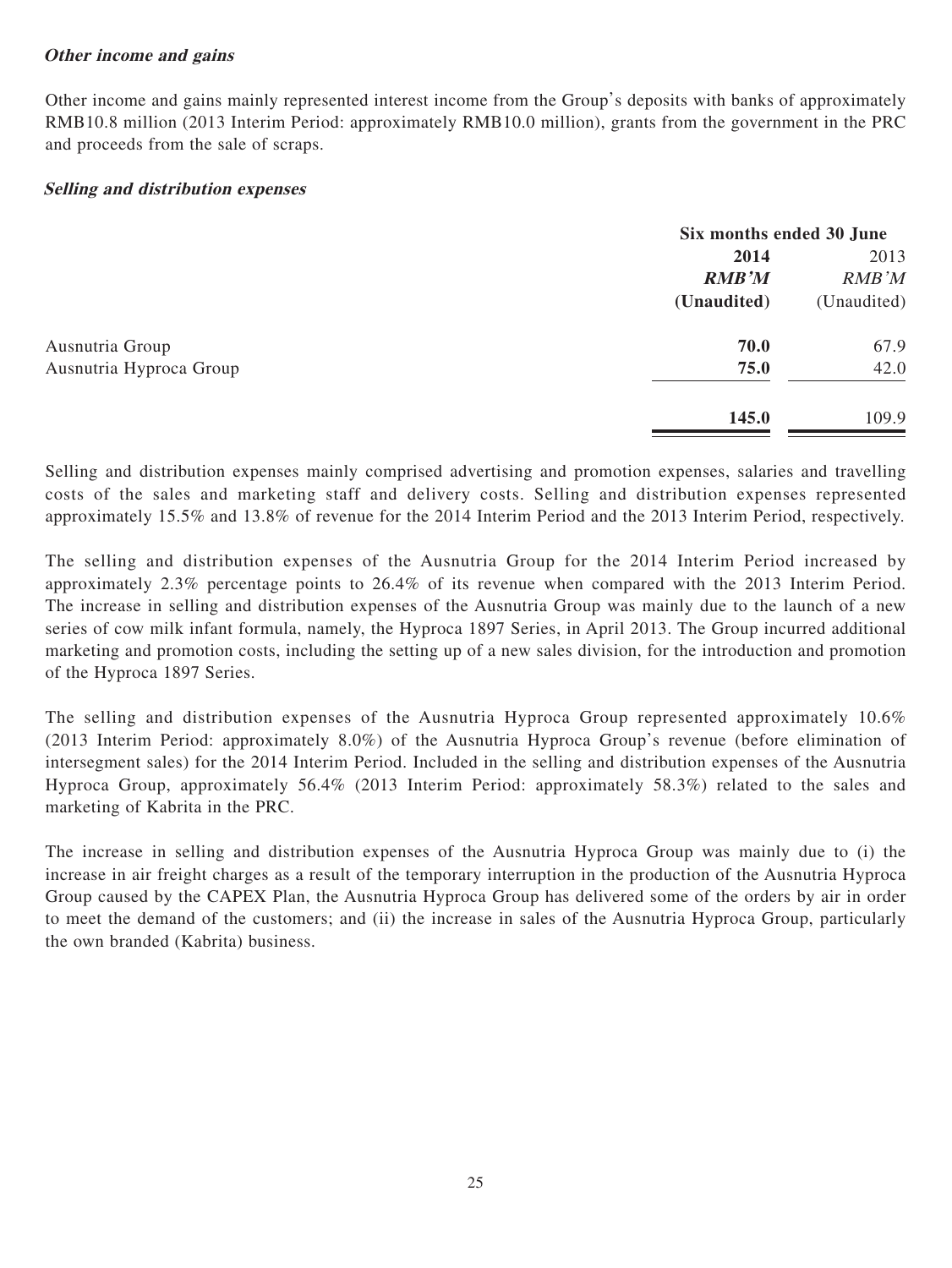### ***Other income and gains***

Other income and gains mainly represented interest income from the Group's deposits with banks of approximately RMB10.8 million (2013 Interim Period: approximately RMB10.0 million), grants from the government in the PRC and proceeds from the sale of scraps.

### ***Selling and distribution expenses***

| | Six months ended 30 June | |
|---|---|---|
| | **2014** | 2013 |
| | ***RMB'M*** | *RMB'M* |
| | **(Unaudited)** | (Unaudited) |
| Ausnutria Group | **70.0** | 67.9 |
| Ausnutria Hyproca Group | **75.0** | 42.0 |
| | **145.0** | 109.9 |

Selling and distribution expenses mainly comprised advertising and promotion expenses, salaries and travelling costs of the sales and marketing staff and delivery costs. Selling and distribution expenses represented approximately 15.5% and 13.8% of revenue for the 2014 Interim Period and the 2013 Interim Period, respectively.

The selling and distribution expenses of the Ausnutria Group for the 2014 Interim Period increased by approximately 2.3% percentage points to 26.4% of its revenue when compared with the 2013 Interim Period. The increase in selling and distribution expenses of the Ausnutria Group was mainly due to the launch of a new series of cow milk infant formula, namely, the Hyproca 1897 Series, in April 2013. The Group incurred additional marketing and promotion costs, including the setting up of a new sales division, for the introduction and promotion of the Hyproca 1897 Series.

The selling and distribution expenses of the Ausnutria Hyproca Group represented approximately 10.6% (2013 Interim Period: approximately 8.0%) of the Ausnutria Hyproca Group's revenue (before elimination of intersegment sales) for the 2014 Interim Period. Included in the selling and distribution expenses of the Ausnutria Hyproca Group, approximately 56.4% (2013 Interim Period: approximately 58.3%) related to the sales and marketing of Kabrita in the PRC.

The increase in selling and distribution expenses of the Ausnutria Hyproca Group was mainly due to (i) the increase in air freight charges as a result of the temporary interruption in the production of the Ausnutria Hyproca Group caused by the CAPEX Plan, the Ausnutria Hyproca Group has delivered some of the orders by air in order to meet the demand of the customers; and (ii) the increase in sales of the Ausnutria Hyproca Group, particularly the own branded (Kabrita) business.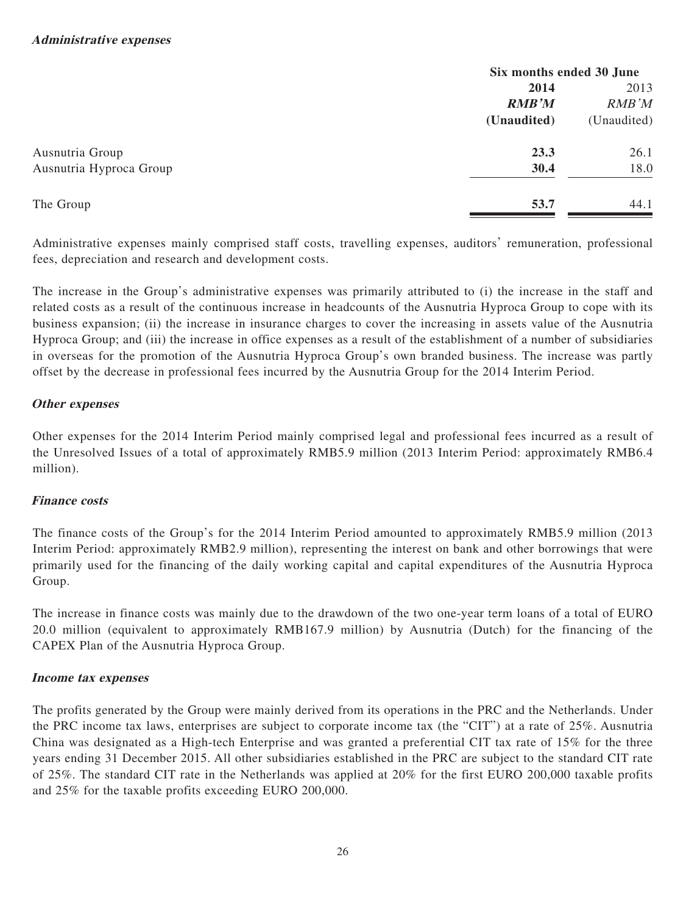#### *Administrative expenses*

| | Six months ended 30 June | |
|---|---|---|
| | **2014** | 2013 |
| | ***RMB'M*** | *RMB'M* |
| | **(Unaudited)** | (Unaudited) |
| Ausnutria Group | **23.3** | 26.1 |
| Ausnutria Hyproca Group | **30.4** | 18.0 |
| The Group | **53.7** | 44.1 |

Administrative expenses mainly comprised staff costs, travelling expenses, auditors' remuneration, professional fees, depreciation and research and development costs.

The increase in the Group's administrative expenses was primarily attributed to (i) the increase in the staff and related costs as a result of the continuous increase in headcounts of the Ausnutria Hyproca Group to cope with its business expansion; (ii) the increase in insurance charges to cover the increasing in assets value of the Ausnutria Hyproca Group; and (iii) the increase in office expenses as a result of the establishment of a number of subsidiaries in overseas for the promotion of the Ausnutria Hyproca Group's own branded business. The increase was partly offset by the decrease in professional fees incurred by the Ausnutria Group for the 2014 Interim Period.

#### *Other expenses*

Other expenses for the 2014 Interim Period mainly comprised legal and professional fees incurred as a result of the Unresolved Issues of a total of approximately RMB5.9 million (2013 Interim Period: approximately RMB6.4 million).

#### *Finance costs*

The finance costs of the Group's for the 2014 Interim Period amounted to approximately RMB5.9 million (2013 Interim Period: approximately RMB2.9 million), representing the interest on bank and other borrowings that were primarily used for the financing of the daily working capital and capital expenditures of the Ausnutria Hyproca Group.

The increase in finance costs was mainly due to the drawdown of the two one-year term loans of a total of EURO 20.0 million (equivalent to approximately RMB167.9 million) by Ausnutria (Dutch) for the financing of the CAPEX Plan of the Ausnutria Hyproca Group.

#### *Income tax expenses*

The profits generated by the Group were mainly derived from its operations in the PRC and the Netherlands. Under the PRC income tax laws, enterprises are subject to corporate income tax (the "CIT") at a rate of 25%. Ausnutria China was designated as a High-tech Enterprise and was granted a preferential CIT tax rate of 15% for the three years ending 31 December 2015. All other subsidiaries established in the PRC are subject to the standard CIT rate of 25%. The standard CIT rate in the Netherlands was applied at 20% for the first EURO 200,000 taxable profits and 25% for the taxable profits exceeding EURO 200,000.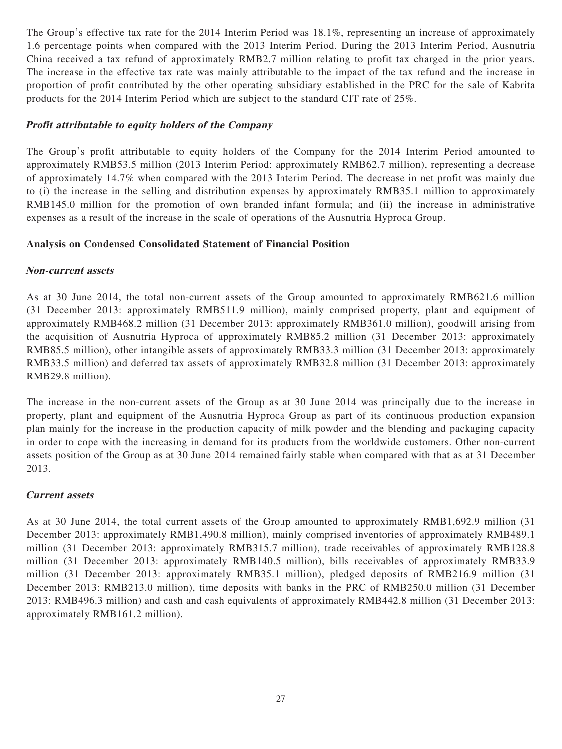The Group's effective tax rate for the 2014 Interim Period was 18.1%, representing an increase of approximately 1.6 percentage points when compared with the 2013 Interim Period. During the 2013 Interim Period, Ausnutria China received a tax refund of approximately RMB2.7 million relating to profit tax charged in the prior years. The increase in the effective tax rate was mainly attributable to the impact of the tax refund and the increase in proportion of profit contributed by the other operating subsidiary established in the PRC for the sale of Kabrita products for the 2014 Interim Period which are subject to the standard CIT rate of 25%.

***Profit attributable to equity holders of the Company***

The Group's profit attributable to equity holders of the Company for the 2014 Interim Period amounted to approximately RMB53.5 million (2013 Interim Period: approximately RMB62.7 million), representing a decrease of approximately 14.7% when compared with the 2013 Interim Period. The decrease in net profit was mainly due to (i) the increase in the selling and distribution expenses by approximately RMB35.1 million to approximately RMB145.0 million for the promotion of own branded infant formula; and (ii) the increase in administrative expenses as a result of the increase in the scale of operations of the Ausnutria Hyproca Group.

**Analysis on Condensed Consolidated Statement of Financial Position**

***Non-current assets***

As at 30 June 2014, the total non-current assets of the Group amounted to approximately RMB621.6 million (31 December 2013: approximately RMB511.9 million), mainly comprised property, plant and equipment of approximately RMB468.2 million (31 December 2013: approximately RMB361.0 million), goodwill arising from the acquisition of Ausnutria Hyproca of approximately RMB85.2 million (31 December 2013: approximately RMB85.5 million), other intangible assets of approximately RMB33.3 million (31 December 2013: approximately RMB33.5 million) and deferred tax assets of approximately RMB32.8 million (31 December 2013: approximately RMB29.8 million).

The increase in the non-current assets of the Group as at 30 June 2014 was principally due to the increase in property, plant and equipment of the Ausnutria Hyproca Group as part of its continuous production expansion plan mainly for the increase in the production capacity of milk powder and the blending and packaging capacity in order to cope with the increasing in demand for its products from the worldwide customers. Other non-current assets position of the Group as at 30 June 2014 remained fairly stable when compared with that as at 31 December 2013.

***Current assets***

As at 30 June 2014, the total current assets of the Group amounted to approximately RMB1,692.9 million (31 December 2013: approximately RMB1,490.8 million), mainly comprised inventories of approximately RMB489.1 million (31 December 2013: approximately RMB315.7 million), trade receivables of approximately RMB128.8 million (31 December 2013: approximately RMB140.5 million), bills receivables of approximately RMB33.9 million (31 December 2013: approximately RMB35.1 million), pledged deposits of RMB216.9 million (31 December 2013: RMB213.0 million), time deposits with banks in the PRC of RMB250.0 million (31 December 2013: RMB496.3 million) and cash and cash equivalents of approximately RMB442.8 million (31 December 2013: approximately RMB161.2 million).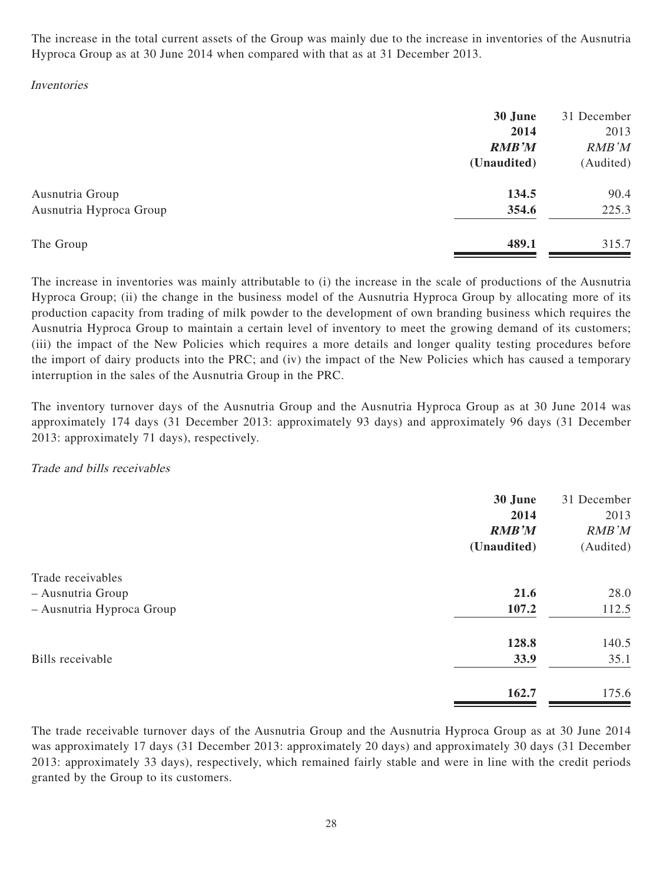The increase in the total current assets of the Group was mainly due to the increase in inventories of the Ausnutria Hyproca Group as at 30 June 2014 when compared with that as at 31 December 2013.

*Inventories*

| | **30 June 2014** | 31 December 2013 |
|---|---|---|
| | ***RMB'M*** | *RMB'M* |
| | **(Unaudited)** | (Audited) |
| Ausnutria Group | **134.5** | 90.4 |
| Ausnutria Hyproca Group | **354.6** | 225.3 |
| The Group | **489.1** | 315.7 |

The increase in inventories was mainly attributable to (i) the increase in the scale of productions of the Ausnutria Hyproca Group; (ii) the change in the business model of the Ausnutria Hyproca Group by allocating more of its production capacity from trading of milk powder to the development of own branding business which requires the Ausnutria Hyproca Group to maintain a certain level of inventory to meet the growing demand of its customers; (iii) the impact of the New Policies which requires a more details and longer quality testing procedures before the import of dairy products into the PRC; and (iv) the impact of the New Policies which has caused a temporary interruption in the sales of the Ausnutria Group in the PRC.

The inventory turnover days of the Ausnutria Group and the Ausnutria Hyproca Group as at 30 June 2014 was approximately 174 days (31 December 2013: approximately 93 days) and approximately 96 days (31 December 2013: approximately 71 days), respectively.

*Trade and bills receivables*

| | **30 June 2014** | 31 December 2013 |
|---|---|---|
| | ***RMB'M*** | *RMB'M* |
| | **(Unaudited)** | (Audited) |
| Trade receivables | | |
| – Ausnutria Group | **21.6** | 28.0 |
| – Ausnutria Hyproca Group | **107.2** | 112.5 |
| | **128.8** | 140.5 |
| Bills receivable | **33.9** | 35.1 |
| | **162.7** | 175.6 |

The trade receivable turnover days of the Ausnutria Group and the Ausnutria Hyproca Group as at 30 June 2014 was approximately 17 days (31 December 2013: approximately 20 days) and approximately 30 days (31 December 2013: approximately 33 days), respectively, which remained fairly stable and were in line with the credit periods granted by the Group to its customers.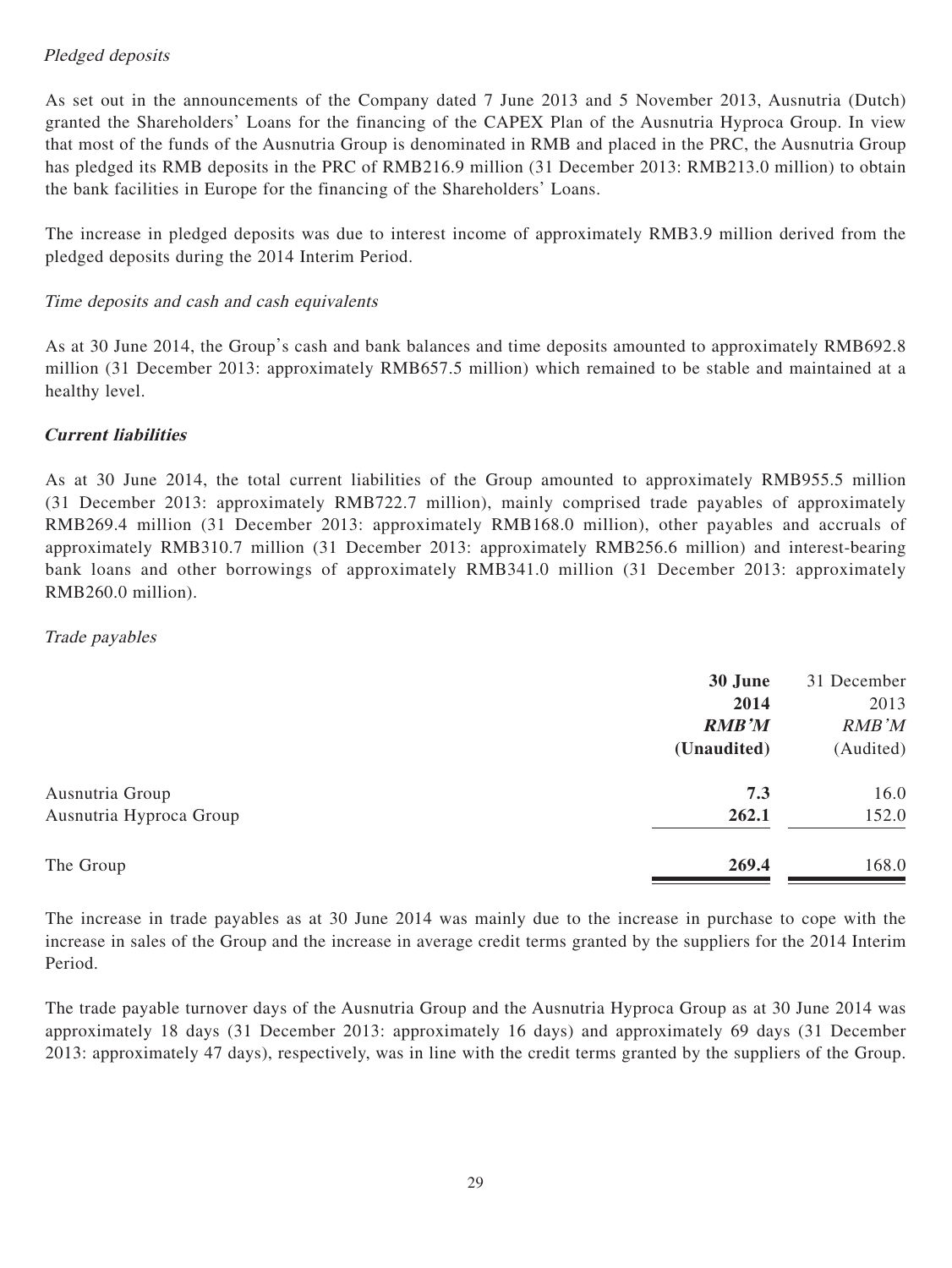*Pledged deposits*

As set out in the announcements of the Company dated 7 June 2013 and 5 November 2013, Ausnutria (Dutch) granted the Shareholders' Loans for the financing of the CAPEX Plan of the Ausnutria Hyproca Group. In view that most of the funds of the Ausnutria Group is denominated in RMB and placed in the PRC, the Ausnutria Group has pledged its RMB deposits in the PRC of RMB216.9 million (31 December 2013: RMB213.0 million) to obtain the bank facilities in Europe for the financing of the Shareholders' Loans.

The increase in pledged deposits was due to interest income of approximately RMB3.9 million derived from the pledged deposits during the 2014 Interim Period.

*Time deposits and cash and cash equivalents*

As at 30 June 2014, the Group's cash and bank balances and time deposits amounted to approximately RMB692.8 million (31 December 2013: approximately RMB657.5 million) which remained to be stable and maintained at a healthy level.

***Current liabilities***

As at 30 June 2014, the total current liabilities of the Group amounted to approximately RMB955.5 million (31 December 2013: approximately RMB722.7 million), mainly comprised trade payables of approximately RMB269.4 million (31 December 2013: approximately RMB168.0 million), other payables and accruals of approximately RMB310.7 million (31 December 2013: approximately RMB256.6 million) and interest-bearing bank loans and other borrowings of approximately RMB341.0 million (31 December 2013: approximately RMB260.0 million).

*Trade payables*

| | **30 June 2014** | 31 December 2013 |
|---|---|---|
| | ***RMB'M*** | *RMB'M* |
| | **(Unaudited)** | (Audited) |
| Ausnutria Group | **7.3** | 16.0 |
| Ausnutria Hyproca Group | **262.1** | 152.0 |
| The Group | **269.4** | 168.0 |

The increase in trade payables as at 30 June 2014 was mainly due to the increase in purchase to cope with the increase in sales of the Group and the increase in average credit terms granted by the suppliers for the 2014 Interim Period.

The trade payable turnover days of the Ausnutria Group and the Ausnutria Hyproca Group as at 30 June 2014 was approximately 18 days (31 December 2013: approximately 16 days) and approximately 69 days (31 December 2013: approximately 47 days), respectively, was in line with the credit terms granted by the suppliers of the Group.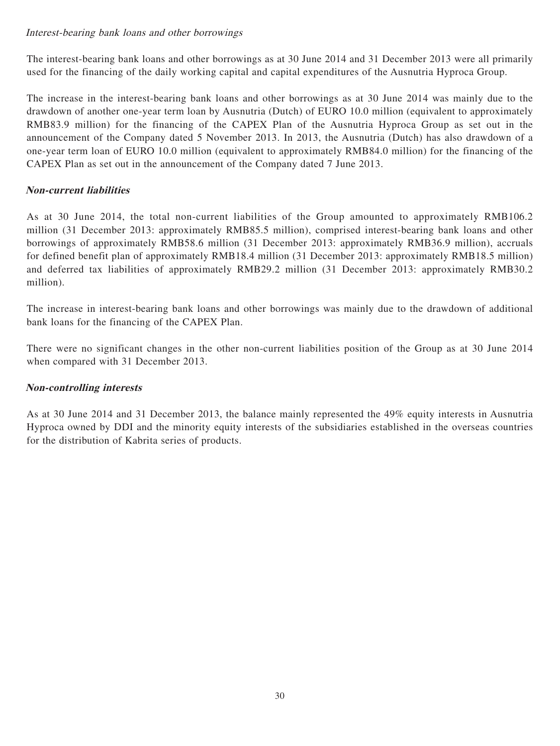*Interest-bearing bank loans and other borrowings*

The interest-bearing bank loans and other borrowings as at 30 June 2014 and 31 December 2013 were all primarily used for the financing of the daily working capital and capital expenditures of the Ausnutria Hyproca Group.

The increase in the interest-bearing bank loans and other borrowings as at 30 June 2014 was mainly due to the drawdown of another one-year term loan by Ausnutria (Dutch) of EURO 10.0 million (equivalent to approximately RMB83.9 million) for the financing of the CAPEX Plan of the Ausnutria Hyproca Group as set out in the announcement of the Company dated 5 November 2013. In 2013, the Ausnutria (Dutch) has also drawdown of a one-year term loan of EURO 10.0 million (equivalent to approximately RMB84.0 million) for the financing of the CAPEX Plan as set out in the announcement of the Company dated 7 June 2013.

***Non-current liabilities***

As at 30 June 2014, the total non-current liabilities of the Group amounted to approximately RMB106.2 million (31 December 2013: approximately RMB85.5 million), comprised interest-bearing bank loans and other borrowings of approximately RMB58.6 million (31 December 2013: approximately RMB36.9 million), accruals for defined benefit plan of approximately RMB18.4 million (31 December 2013: approximately RMB18.5 million) and deferred tax liabilities of approximately RMB29.2 million (31 December 2013: approximately RMB30.2 million).

The increase in interest-bearing bank loans and other borrowings was mainly due to the drawdown of additional bank loans for the financing of the CAPEX Plan.

There were no significant changes in the other non-current liabilities position of the Group as at 30 June 2014 when compared with 31 December 2013.

***Non-controlling interests***

As at 30 June 2014 and 31 December 2013, the balance mainly represented the 49% equity interests in Ausnutria Hyproca owned by DDI and the minority equity interests of the subsidiaries established in the overseas countries for the distribution of Kabrita series of products.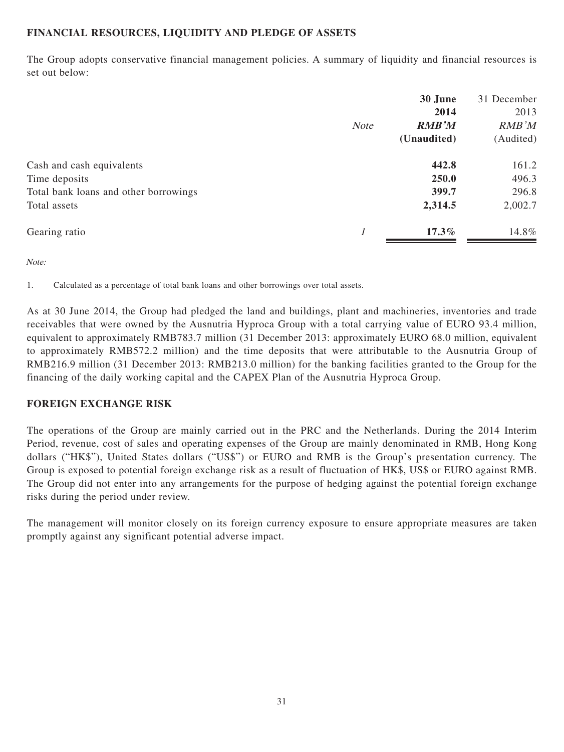## FINANCIAL RESOURCES, LIQUIDITY AND PLEDGE OF ASSETS

The Group adopts conservative financial management policies. A summary of liquidity and financial resources is set out below:

| | *Note* | **30 June 2014** | 31 December 2013 |
|---|---|---|---|
| | | ***RMB'M*** | *RMB'M* |
| | | **(Unaudited)** | (Audited) |
| Cash and cash equivalents | | **442.8** | 161.2 |
| Time deposits | | **250.0** | 496.3 |
| Total bank loans and other borrowings | | **399.7** | 296.8 |
| Total assets | | **2,314.5** | 2,002.7 |
| Gearing ratio | *1* | **17.3%** | 14.8% |

*Note:*

1. Calculated as a percentage of total bank loans and other borrowings over total assets.

As at 30 June 2014, the Group had pledged the land and buildings, plant and machineries, inventories and trade receivables that were owned by the Ausnutria Hyproca Group with a total carrying value of EURO 93.4 million, equivalent to approximately RMB783.7 million (31 December 2013: approximately EURO 68.0 million, equivalent to approximately RMB572.2 million) and the time deposits that were attributable to the Ausnutria Group of RMB216.9 million (31 December 2013: RMB213.0 million) for the banking facilities granted to the Group for the financing of the daily working capital and the CAPEX Plan of the Ausnutria Hyproca Group.

## FOREIGN EXCHANGE RISK

The operations of the Group are mainly carried out in the PRC and the Netherlands. During the 2014 Interim Period, revenue, cost of sales and operating expenses of the Group are mainly denominated in RMB, Hong Kong dollars ("HK$"), United States dollars ("US$") or EURO and RMB is the Group's presentation currency. The Group is exposed to potential foreign exchange risk as a result of fluctuation of HK$, US$ or EURO against RMB. The Group did not enter into any arrangements for the purpose of hedging against the potential foreign exchange risks during the period under review.

The management will monitor closely on its foreign currency exposure to ensure appropriate measures are taken promptly against any significant potential adverse impact.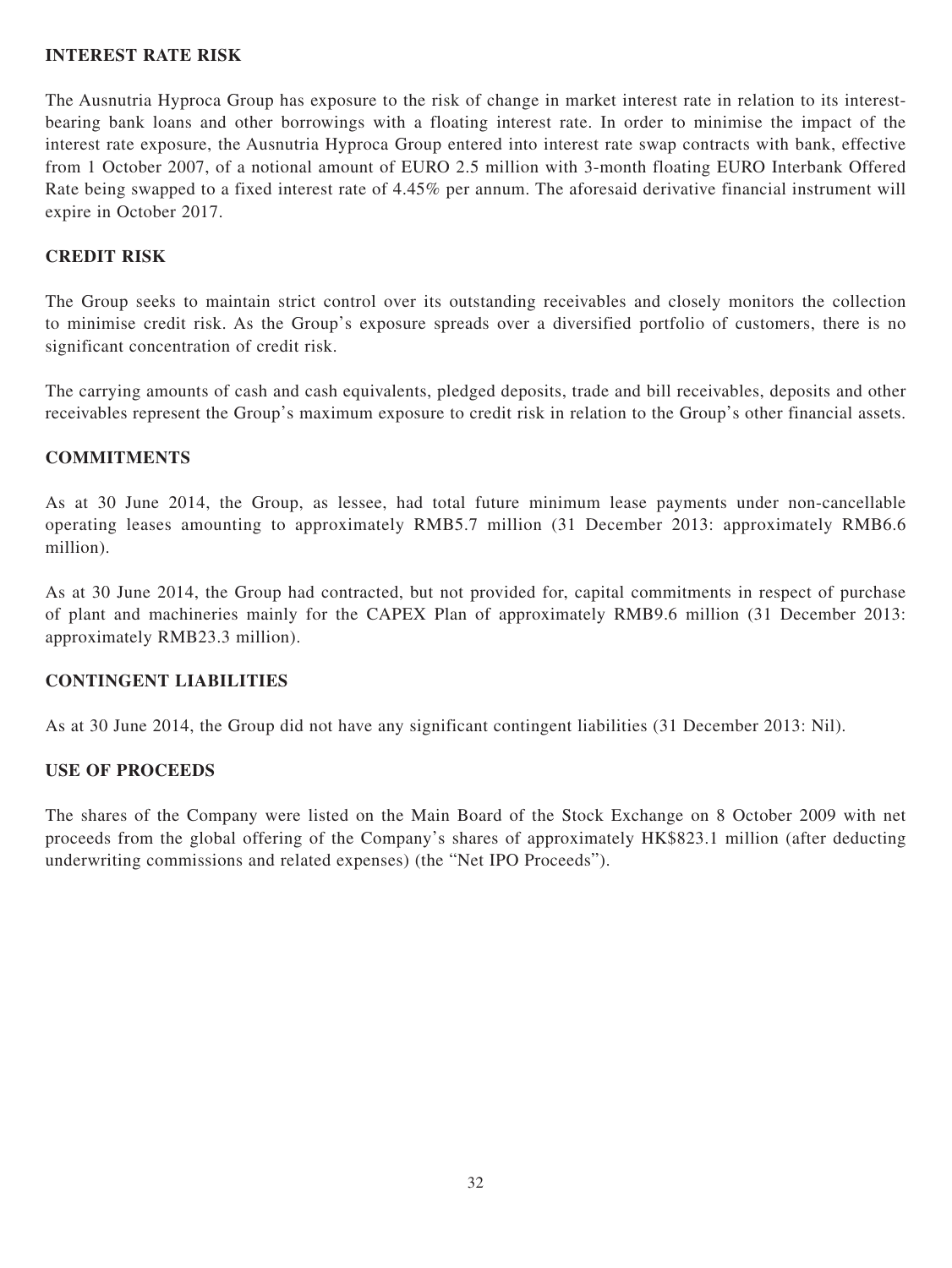## INTEREST RATE RISK

The Ausnutria Hyproca Group has exposure to the risk of change in market interest rate in relation to its interest-bearing bank loans and other borrowings with a floating interest rate. In order to minimise the impact of the interest rate exposure, the Ausnutria Hyproca Group entered into interest rate swap contracts with bank, effective from 1 October 2007, of a notional amount of EURO 2.5 million with 3-month floating EURO Interbank Offered Rate being swapped to a fixed interest rate of 4.45% per annum. The aforesaid derivative financial instrument will expire in October 2017.

## CREDIT RISK

The Group seeks to maintain strict control over its outstanding receivables and closely monitors the collection to minimise credit risk. As the Group's exposure spreads over a diversified portfolio of customers, there is no significant concentration of credit risk.

The carrying amounts of cash and cash equivalents, pledged deposits, trade and bill receivables, deposits and other receivables represent the Group's maximum exposure to credit risk in relation to the Group's other financial assets.

## COMMITMENTS

As at 30 June 2014, the Group, as lessee, had total future minimum lease payments under non-cancellable operating leases amounting to approximately RMB5.7 million (31 December 2013: approximately RMB6.6 million).

As at 30 June 2014, the Group had contracted, but not provided for, capital commitments in respect of purchase of plant and machineries mainly for the CAPEX Plan of approximately RMB9.6 million (31 December 2013: approximately RMB23.3 million).

## CONTINGENT LIABILITIES

As at 30 June 2014, the Group did not have any significant contingent liabilities (31 December 2013: Nil).

## USE OF PROCEEDS

The shares of the Company were listed on the Main Board of the Stock Exchange on 8 October 2009 with net proceeds from the global offering of the Company's shares of approximately HK$823.1 million (after deducting underwriting commissions and related expenses) (the "Net IPO Proceeds").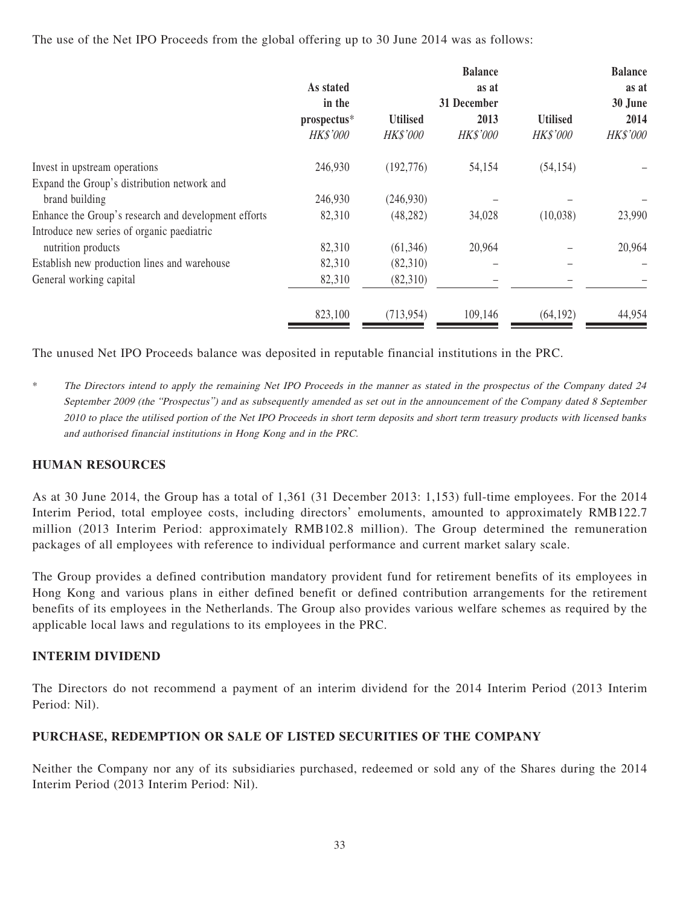The use of the Net IPO Proceeds from the global offering up to 30 June 2014 was as follows:

| | As stated in the prospectus* *HK$'000* | Utilised *HK$'000* | Balance as at 31 December 2013 *HK$'000* | Utilised *HK$'000* | Balance as at 30 June 2014 *HK$'000* |
|---|---|---|---|---|---|
| Invest in upstream operations | 246,930 | (192,776) | 54,154 | (54,154) | – |
| Expand the Group's distribution network and brand building | 246,930 | (246,930) | – | – | – |
| Enhance the Group's research and development efforts | 82,310 | (48,282) | 34,028 | (10,038) | 23,990 |
| Introduce new series of organic paediatric nutrition products | 82,310 | (61,346) | 20,964 | – | 20,964 |
| Establish new production lines and warehouse | 82,310 | (82,310) | – | – | – |
| General working capital | 82,310 | (82,310) | – | – | – |
| | 823,100 | (713,954) | 109,146 | (64,192) | 44,954 |

The unused Net IPO Proceeds balance was deposited in reputable financial institutions in the PRC.

\* *The Directors intend to apply the remaining Net IPO Proceeds in the manner as stated in the prospectus of the Company dated 24 September 2009 (the "Prospectus") and as subsequently amended as set out in the announcement of the Company dated 8 September 2010 to place the utilised portion of the Net IPO Proceeds in short term deposits and short term treasury products with licensed banks and authorised financial institutions in Hong Kong and in the PRC.*

## HUMAN RESOURCES

As at 30 June 2014, the Group has a total of 1,361 (31 December 2013: 1,153) full-time employees. For the 2014 Interim Period, total employee costs, including directors' emoluments, amounted to approximately RMB122.7 million (2013 Interim Period: approximately RMB102.8 million). The Group determined the remuneration packages of all employees with reference to individual performance and current market salary scale.

The Group provides a defined contribution mandatory provident fund for retirement benefits of its employees in Hong Kong and various plans in either defined benefit or defined contribution arrangements for the retirement benefits of its employees in the Netherlands. The Group also provides various welfare schemes as required by the applicable local laws and regulations to its employees in the PRC.

## INTERIM DIVIDEND

The Directors do not recommend a payment of an interim dividend for the 2014 Interim Period (2013 Interim Period: Nil).

## PURCHASE, REDEMPTION OR SALE OF LISTED SECURITIES OF THE COMPANY

Neither the Company nor any of its subsidiaries purchased, redeemed or sold any of the Shares during the 2014 Interim Period (2013 Interim Period: Nil).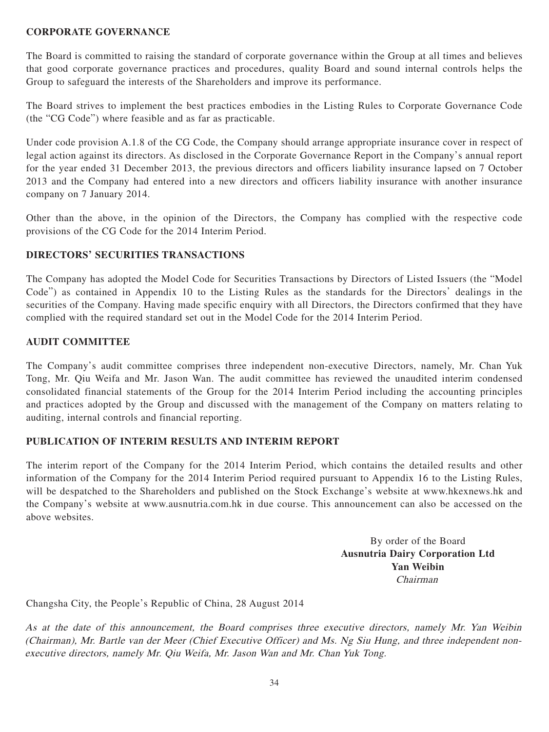## CORPORATE GOVERNANCE

The Board is committed to raising the standard of corporate governance within the Group at all times and believes that good corporate governance practices and procedures, quality Board and sound internal controls helps the Group to safeguard the interests of the Shareholders and improve its performance.

The Board strives to implement the best practices embodies in the Listing Rules to Corporate Governance Code (the "CG Code") where feasible and as far as practicable.

Under code provision A.1.8 of the CG Code, the Company should arrange appropriate insurance cover in respect of legal action against its directors. As disclosed in the Corporate Governance Report in the Company's annual report for the year ended 31 December 2013, the previous directors and officers liability insurance lapsed on 7 October 2013 and the Company had entered into a new directors and officers liability insurance with another insurance company on 7 January 2014.

Other than the above, in the opinion of the Directors, the Company has complied with the respective code provisions of the CG Code for the 2014 Interim Period.

## DIRECTORS' SECURITIES TRANSACTIONS

The Company has adopted the Model Code for Securities Transactions by Directors of Listed Issuers (the "Model Code") as contained in Appendix 10 to the Listing Rules as the standards for the Directors' dealings in the securities of the Company. Having made specific enquiry with all Directors, the Directors confirmed that they have complied with the required standard set out in the Model Code for the 2014 Interim Period.

## AUDIT COMMITTEE

The Company's audit committee comprises three independent non-executive Directors, namely, Mr. Chan Yuk Tong, Mr. Qiu Weifa and Mr. Jason Wan. The audit committee has reviewed the unaudited interim condensed consolidated financial statements of the Group for the 2014 Interim Period including the accounting principles and practices adopted by the Group and discussed with the management of the Company on matters relating to auditing, internal controls and financial reporting.

## PUBLICATION OF INTERIM RESULTS AND INTERIM REPORT

The interim report of the Company for the 2014 Interim Period, which contains the detailed results and other information of the Company for the 2014 Interim Period required pursuant to Appendix 16 to the Listing Rules, will be despatched to the Shareholders and published on the Stock Exchange's website at www.hkexnews.hk and the Company's website at www.ausnutria.com.hk in due course. This announcement can also be accessed on the above websites.

By order of the Board
**Ausnutria Dairy Corporation Ltd**
**Yan Weibin**
*Chairman*

Changsha City, the People's Republic of China, 28 August 2014

*As at the date of this announcement, the Board comprises three executive directors, namely Mr. Yan Weibin (Chairman), Mr. Bartle van der Meer (Chief Executive Officer) and Ms. Ng Siu Hung, and three independent non-executive directors, namely Mr. Qiu Weifa, Mr. Jason Wan and Mr. Chan Yuk Tong.*